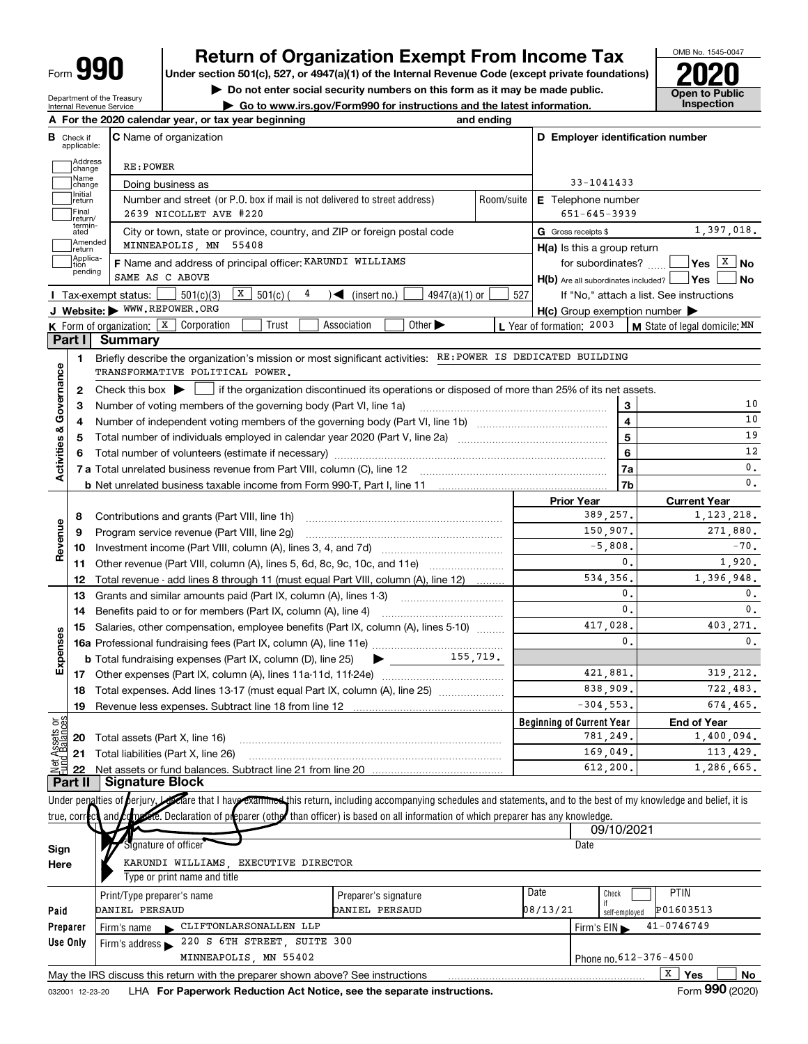# Form 990 — Return of Organization Exempt From Income Tax — 2020

Under section 501(c), 527, or 4947(a)(1) of the Internal Revenue Code (except private foundations)

▶ Do not enter social security numbers on this form as it may be made public.

▶ Go to www.irs.gov/Form990 for instructions and the latest information.

OMB No. 1545-0047

**Open to Public Inspection**

Department of the Treasury
Internal Revenue Service

**A** For the 2020 calendar year, or tax year beginning and ending

**B** Check if applicable: Address change, Name change, Initial return, Final return/terminated, Amended return, Application pending

**C** Name of organization: RE:POWER

Doing business as

Number and street (or P.O. box if mail is not delivered to street address): 2639 NICOLLET AVE #220 — Room/suite

City or town, state or province, country, and ZIP or foreign postal code: MINNEAPOLIS, MN 55408

**D** Employer identification number: 33-1041433

**E** Telephone number: 651-645-3939

**G** Gross receipts $ 1,397,018.

**F** Name and address of principal officer: KARUNDI WILLIAMS, SAME AS C ABOVE

**H(a)** Is this a group return for subordinates? Yes [ ] No [X]

**H(b)** Are all subordinates included? Yes [ ] No [ ] If "No," attach a list. See instructions

**H(c)** Group exemption number ▶

**I** Tax-exempt status: [ ] 501(c)(3) [X] 501(c) ( 4 ) ◀ (insert no.) [ ] 4947(a)(1) or [ ] 527

**J** Website: ▶ WWW.REPOWER.ORG

**K** Form of organization: [X] Corporation [ ] Trust [ ] Association [ ] Other ▶

**L** Year of formation: 2003 **M** State of legal domicile: MN

## Part I Summary

**Activities & Governance**

1 Briefly describe the organization's mission or most significant activities: RE:POWER IS DEDICATED BUILDING TRANSFORMATIVE POLITICAL POWER.

2 Check this box ▶ [ ] if the organization discontinued its operations or disposed of more than 25% of its net assets.

| | | | |
|---|---|---|---|
| 3 | Number of voting members of the governing body (Part VI, line 1a) | 3 | 10 |
| 4 | Number of independent voting members of the governing body (Part VI, line 1b) | 4 | 10 |
| 5 | Total number of individuals employed in calendar year 2020 (Part V, line 2a) | 5 | 19 |
| 6 | Total number of volunteers (estimate if necessary) | 6 | 12 |
| 7a | Total unrelated business revenue from Part VIII, column (C), line 12 | 7a | 0. |
| b | Net unrelated business taxable income from Form 990-T, Part I, line 11 | 7b | 0. |

| | | | Prior Year | Current Year |
|---|---|---|---|---|
| **Revenue** | 8 | Contributions and grants (Part VIII, line 1h) | 389,257. | 1,123,218. |
| | 9 | Program service revenue (Part VIII, line 2g) | 150,907. | 271,880. |
| | 10 | Investment income (Part VIII, column (A), lines 3, 4, and 7d) | -5,808. | -70. |
| | 11 | Other revenue (Part VIII, column (A), lines 5, 6d, 8c, 9c, 10c, and 11e) | 0. | 1,920. |
| | 12 | Total revenue - add lines 8 through 11 (must equal Part VIII, column (A), line 12) | 534,356. | 1,396,948. |
| **Expenses** | 13 | Grants and similar amounts paid (Part IX, column (A), lines 1-3) | 0. | 0. |
| | 14 | Benefits paid to or for members (Part IX, column (A), line 4) | 0. | 0. |
| | 15 | Salaries, other compensation, employee benefits (Part IX, column (A), lines 5-10) | 417,028. | 403,271. |
| | 16a | Professional fundraising fees (Part IX, column (A), line 11e) | 0. | 0. |
| | b | Total fundraising expenses (Part IX, column (D), line 25) ▶ 155,719. | | |
| | 17 | Other expenses (Part IX, column (A), lines 11a-11d, 11f-24e) | 421,881. | 319,212. |
| | 18 | Total expenses. Add lines 13-17 (must equal Part IX, column (A), line 25) | 838,909. | 722,483. |
| | 19 | Revenue less expenses. Subtract line 18 from line 12 | -304,553. | 674,465. |

| | | | Beginning of Current Year | End of Year |
|---|---|---|---|---|
| **Net Assets or Fund Balances** | 20 | Total assets (Part X, line 16) | 781,249. | 1,400,094. |
| | 21 | Total liabilities (Part X, line 26) | 169,049. | 113,429. |
| | 22 | Net assets or fund balances. Subtract line 21 from line 20 | 612,200. | 1,286,665. |

## Part II Signature Block

Under penalties of perjury, I declare that I have examined this return, including accompanying schedules and statements, and to the best of my knowledge and belief, it is true, correct, and complete. Declaration of preparer (other than officer) is based on all information of which preparer has any knowledge.

**Sign Here**

Signature of officer — Date: 09/10/2021

KARUNDI WILLIAMS, EXECUTIVE DIRECTOR
Type or print name and title

**Paid Preparer Use Only**

| Print/Type preparer's name | Preparer's signature | Date | Check if self-employed | PTIN |
|---|---|---|---|---|
| DANIEL PERSAUD | DANIEL PERSAUD | 08/13/21 | [ ] | P01603513 |

Firm's name ▶ CLIFTONLARSONALLEN LLP — Firm's EIN ▶ 41-0746749

Firm's address ▶ 220 S 6TH STREET, SUITE 300, MINNEAPOLIS, MN 55402 — Phone no. 612-376-4500

May the IRS discuss this return with the preparer shown above? See instructions [X] Yes [ ] No

032001 12-23-20 LHA For Paperwork Reduction Act Notice, see the separate instructions. Form **990** (2020)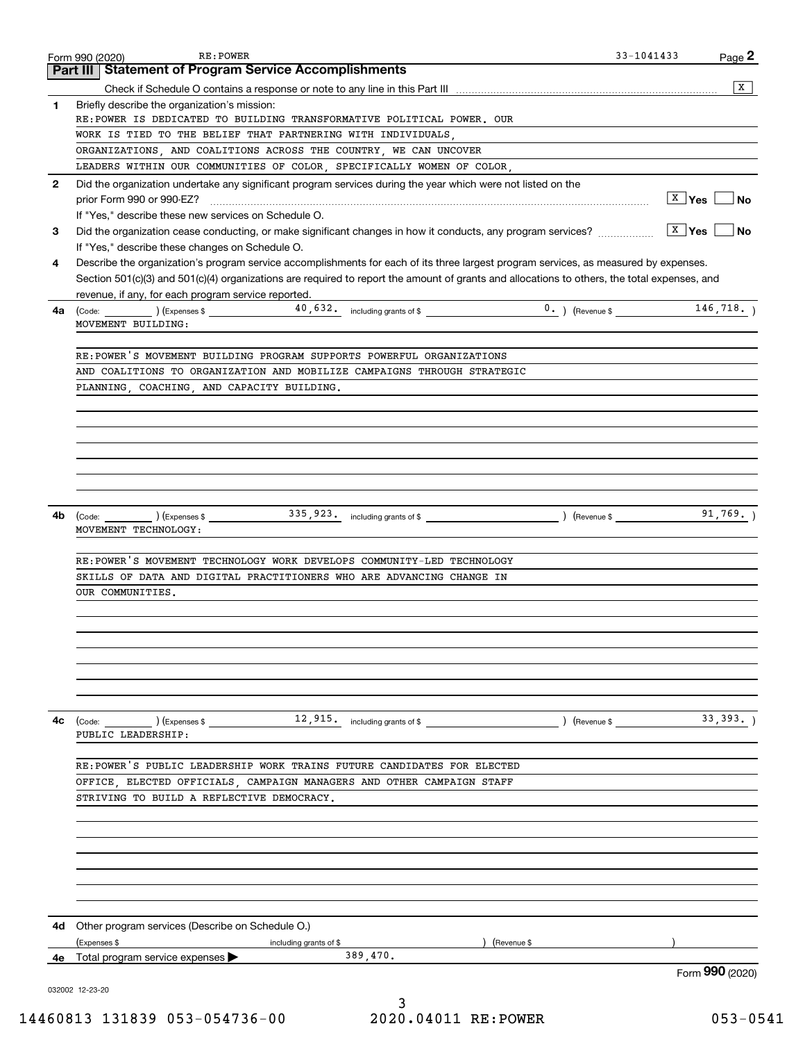Form 990 (2020) RE:POWER 33-1041433 Page **2**

## Part III Statement of Program Service Accomplishments

Check if Schedule O contains a response or note to any line in this Part III .......... [X]

**1** Briefly describe the organization's mission:

RE:POWER IS DEDICATED TO BUILDING TRANSFORMATIVE POLITICAL POWER. OUR WORK IS TIED TO THE BELIEF THAT PARTNERING WITH INDIVIDUALS, ORGANIZATIONS, AND COALITIONS ACROSS THE COUNTRY, WE CAN UNCOVER LEADERS WITHIN OUR COMMUNITIES OF COLOR, SPECIFICALLY WOMEN OF COLOR,

**2** Did the organization undertake any significant program services during the year which were not listed on the prior Form 990 or 990-EZ? .......... [X] Yes [ ] No

If "Yes," describe these new services on Schedule O.

**3** Did the organization cease conducting, or make significant changes in how it conducts, any program services? .......... [X] Yes [ ] No

If "Yes," describe these changes on Schedule O.

**4** Describe the organization's program service accomplishments for each of its three largest program services, as measured by expenses. Section 501(c)(3) and 501(c)(4) organizations are required to report the amount of grants and allocations to others, the total expenses, and revenue, if any, for each program service reported.

**4a** (Code: ) (Expenses $ 40,632. including grants of $ 0. ) (Revenue $ 146,718. )

MOVEMENT BUILDING:

RE:POWER'S MOVEMENT BUILDING PROGRAM SUPPORTS POWERFUL ORGANIZATIONS AND COALITIONS TO ORGANIZATION AND MOBILIZE CAMPAIGNS THROUGH STRATEGIC PLANNING, COACHING, AND CAPACITY BUILDING.

**4b** (Code: ) (Expenses $ 335,923. including grants of $ ) (Revenue $ 91,769. )

MOVEMENT TECHNOLOGY:

RE:POWER'S MOVEMENT TECHNOLOGY WORK DEVELOPS COMMUNITY-LED TECHNOLOGY SKILLS OF DATA AND DIGITAL PRACTITIONERS WHO ARE ADVANCING CHANGE IN OUR COMMUNITIES.

**4c** (Code: ) (Expenses $ 12,915. including grants of $ ) (Revenue $ 33,393. )

PUBLIC LEADERSHIP:

RE:POWER'S PUBLIC LEADERSHIP WORK TRAINS FUTURE CANDIDATES FOR ELECTED OFFICE, ELECTED OFFICIALS, CAMPAIGN MANAGERS AND OTHER CAMPAIGN STAFF STRIVING TO BUILD A REFLECTIVE DEMOCRACY.

**4d** Other program services (Describe on Schedule O.)

(Expenses $ including grants of $ ) (Revenue $ )

**4e** Total program service expenses ▶ 389,470.

Form **990** (2020)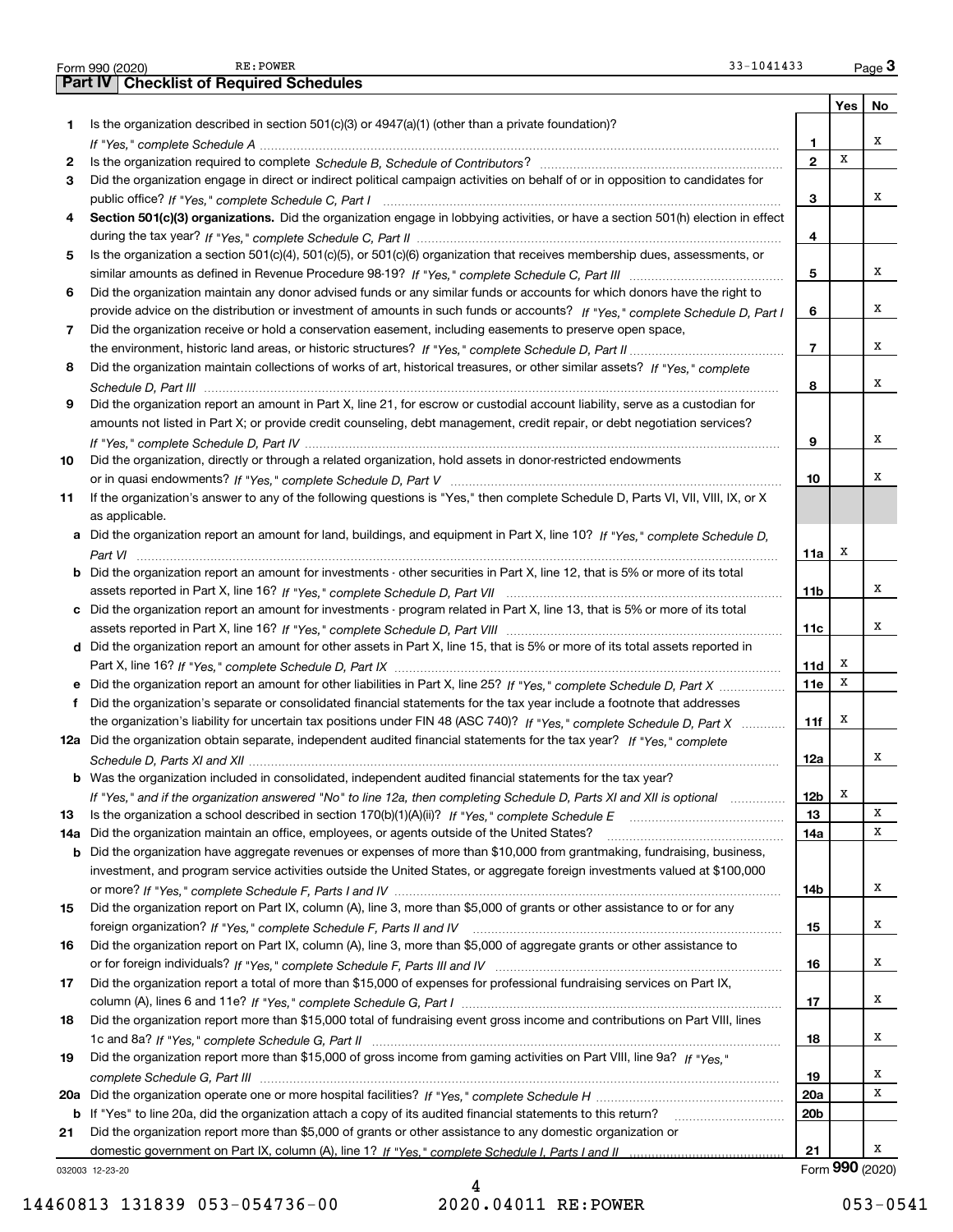Form 990 (2020) RE:POWER 33-1041433

## Part IV Checklist of Required Schedules

| | | | Yes | No |
|---|---|---|---|---|
| **1** | Is the organization described in section 501(c)(3) or 4947(a)(1) (other than a private foundation)? *If "Yes," complete Schedule A* | **1** | | X |
| **2** | Is the organization required to complete *Schedule B, Schedule of Contributors*? | **2** | X | |
| **3** | Did the organization engage in direct or indirect political campaign activities on behalf of or in opposition to candidates for public office? *If "Yes," complete Schedule C, Part I* | **3** | | X |
| **4** | **Section 501(c)(3) organizations.** Did the organization engage in lobbying activities, or have a section 501(h) election in effect during the tax year? *If "Yes," complete Schedule C, Part II* | **4** | | |
| **5** | Is the organization a section 501(c)(4), 501(c)(5), or 501(c)(6) organization that receives membership dues, assessments, or similar amounts as defined in Revenue Procedure 98-19? *If "Yes," complete Schedule C, Part III* | **5** | | X |
| **6** | Did the organization maintain any donor advised funds or any similar funds or accounts for which donors have the right to provide advice on the distribution or investment of amounts in such funds or accounts? *If "Yes," complete Schedule D, Part I* | **6** | | X |
| **7** | Did the organization receive or hold a conservation easement, including easements to preserve open space, the environment, historic land areas, or historic structures? *If "Yes," complete Schedule D, Part II* | **7** | | X |
| **8** | Did the organization maintain collections of works of art, historical treasures, or other similar assets? *If "Yes," complete Schedule D, Part III* | **8** | | X |
| **9** | Did the organization report an amount in Part X, line 21, for escrow or custodial account liability, serve as a custodian for amounts not listed in Part X; or provide credit counseling, debt management, credit repair, or debt negotiation services? *If "Yes," complete Schedule D, Part IV* | **9** | | X |
| **10** | Did the organization, directly or through a related organization, hold assets in donor-restricted endowments or in quasi endowments? *If "Yes," complete Schedule D, Part V* | **10** | | X |
| **11** | If the organization's answer to any of the following questions is "Yes," then complete Schedule D, Parts VI, VII, VIII, IX, or X as applicable. | | | |
| **a** | Did the organization report an amount for land, buildings, and equipment in Part X, line 10? *If "Yes," complete Schedule D, Part VI* | **11a** | X | |
| **b** | Did the organization report an amount for investments - other securities in Part X, line 12, that is 5% or more of its total assets reported in Part X, line 16? *If "Yes," complete Schedule D, Part VII* | **11b** | | X |
| **c** | Did the organization report an amount for investments - program related in Part X, line 13, that is 5% or more of its total assets reported in Part X, line 16? *If "Yes," complete Schedule D, Part VIII* | **11c** | | X |
| **d** | Did the organization report an amount for other assets in Part X, line 15, that is 5% or more of its total assets reported in Part X, line 16? *If "Yes," complete Schedule D, Part IX* | **11d** | X | |
| **e** | Did the organization report an amount for other liabilities in Part X, line 25? *If "Yes," complete Schedule D, Part X* | **11e** | X | |
| **f** | Did the organization's separate or consolidated financial statements for the tax year include a footnote that addresses the organization's liability for uncertain tax positions under FIN 48 (ASC 740)? *If "Yes," complete Schedule D, Part X* | **11f** | X | |
| **12a** | Did the organization obtain separate, independent audited financial statements for the tax year? *If "Yes," complete Schedule D, Parts XI and XII* | **12a** | | X |
| **b** | Was the organization included in consolidated, independent audited financial statements for the tax year? *If "Yes," and if the organization answered "No" to line 12a, then completing Schedule D, Parts XI and XII is optional* | **12b** | X | |
| **13** | Is the organization a school described in section 170(b)(1)(A)(ii)? *If "Yes," complete Schedule E* | **13** | | X |
| **14a** | Did the organization maintain an office, employees, or agents outside of the United States? | **14a** | | X |
| **b** | Did the organization have aggregate revenues or expenses of more than $10,000 from grantmaking, fundraising, business, investment, and program service activities outside the United States, or aggregate foreign investments valued at $100,000 or more? *If "Yes," complete Schedule F, Parts I and IV* | **14b** | | X |
| **15** | Did the organization report on Part IX, column (A), line 3, more than $5,000 of grants or other assistance to or for any foreign organization? *If "Yes," complete Schedule F, Parts II and IV* | **15** | | X |
| **16** | Did the organization report on Part IX, column (A), line 3, more than $5,000 of aggregate grants or other assistance to or for foreign individuals? *If "Yes," complete Schedule F, Parts III and IV* | **16** | | X |
| **17** | Did the organization report a total of more than $15,000 of expenses for professional fundraising services on Part IX, column (A), lines 6 and 11e? *If "Yes," complete Schedule G, Part I* | **17** | | X |
| **18** | Did the organization report more than $15,000 total of fundraising event gross income and contributions on Part VIII, lines 1c and 8a? *If "Yes," complete Schedule G, Part II* | **18** | | X |
| **19** | Did the organization report more than $15,000 of gross income from gaming activities on Part VIII, line 9a? *If "Yes," complete Schedule G, Part III* | **19** | | X |
| **20a** | Did the organization operate one or more hospital facilities? *If "Yes," complete Schedule H* | **20a** | | X |
| **b** | If "Yes" to line 20a, did the organization attach a copy of its audited financial statements to this return? | **20b** | | |
| **21** | Did the organization report more than $5,000 of grants or other assistance to any domestic organization or domestic government on Part IX, column (A), line 1? *If "Yes," complete Schedule I, Parts I and II* | **21** | | X |

032003 12-23-20 Form **990** (2020)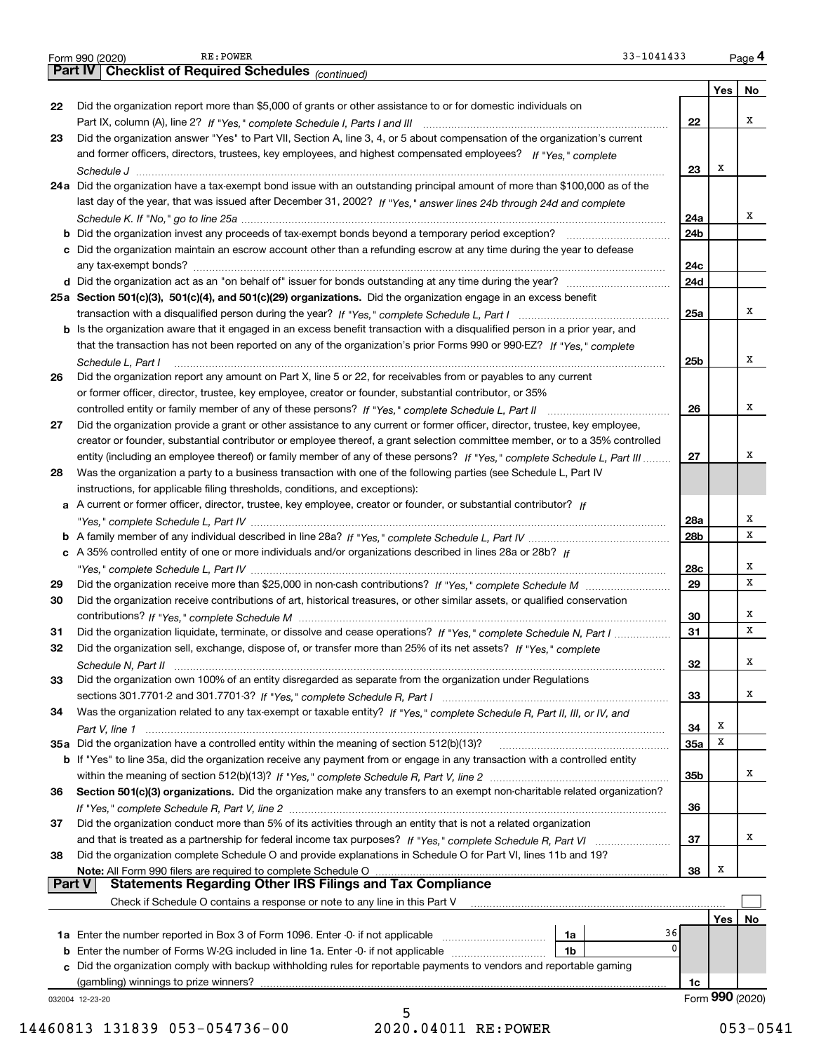Form 990 (2020) RE:POWER 33-1041433 Page 4

## Part IV Checklist of Required Schedules *(continued)*

| | | | Yes | No |
|---|---|---|---|---|
| 22 | Did the organization report more than $5,000 of grants or other assistance to or for domestic individuals on Part IX, column (A), line 2? *If "Yes," complete Schedule I, Parts I and III* | 22 | | X |
| 23 | Did the organization answer "Yes" to Part VII, Section A, line 3, 4, or 5 about compensation of the organization's current and former officers, directors, trustees, key employees, and highest compensated employees? *If "Yes," complete Schedule J* | 23 | X | |
| 24a | Did the organization have a tax-exempt bond issue with an outstanding principal amount of more than $100,000 as of the last day of the year, that was issued after December 31, 2002? *If "Yes," answer lines 24b through 24d and complete Schedule K. If "No," go to line 25a* | 24a | | X |
| b | Did the organization invest any proceeds of tax-exempt bonds beyond a temporary period exception? | 24b | | |
| c | Did the organization maintain an escrow account other than a refunding escrow at any time during the year to defease any tax-exempt bonds? | 24c | | |
| d | Did the organization act as an "on behalf of" issuer for bonds outstanding at any time during the year? | 24d | | |
| 25a | **Section 501(c)(3), 501(c)(4), and 501(c)(29) organizations.** Did the organization engage in an excess benefit transaction with a disqualified person during the year? *If "Yes," complete Schedule L, Part I* | 25a | | X |
| b | Is the organization aware that it engaged in an excess benefit transaction with a disqualified person in a prior year, and that the transaction has not been reported on any of the organization's prior Forms 990 or 990-EZ? *If "Yes," complete Schedule L, Part I* | 25b | | X |
| 26 | Did the organization report any amount on Part X, line 5 or 22, for receivables from or payables to any current or former officer, director, trustee, key employee, creator or founder, substantial contributor, or 35% controlled entity or family member of any of these persons? *If "Yes," complete Schedule L, Part II* | 26 | | X |
| 27 | Did the organization provide a grant or other assistance to any current or former officer, director, trustee, key employee, creator or founder, substantial contributor or employee thereof, a grant selection committee member, or to a 35% controlled entity (including an employee thereof) or family member of any of these persons? *If "Yes," complete Schedule L, Part III* | 27 | | X |
| 28 | Was the organization a party to a business transaction with one of the following parties (see Schedule L, Part IV instructions, for applicable filing thresholds, conditions, and exceptions): | | | |
| a | A current or former officer, director, trustee, key employee, creator or founder, or substantial contributor? *If "Yes," complete Schedule L, Part IV* | 28a | | X |
| b | A family member of any individual described in line 28a? *If "Yes," complete Schedule L, Part IV* | 28b | | X |
| c | A 35% controlled entity of one or more individuals and/or organizations described in lines 28a or 28b? *If "Yes," complete Schedule L, Part IV* | 28c | | X |
| 29 | Did the organization receive more than $25,000 in non-cash contributions? *If "Yes," complete Schedule M* | 29 | | X |
| 30 | Did the organization receive contributions of art, historical treasures, or other similar assets, or qualified conservation contributions? *If "Yes," complete Schedule M* | 30 | | X |
| 31 | Did the organization liquidate, terminate, or dissolve and cease operations? *If "Yes," complete Schedule N, Part I* | 31 | | X |
| 32 | Did the organization sell, exchange, dispose of, or transfer more than 25% of its net assets? *If "Yes," complete Schedule N, Part II* | 32 | | X |
| 33 | Did the organization own 100% of an entity disregarded as separate from the organization under Regulations sections 301.7701-2 and 301.7701-3? *If "Yes," complete Schedule R, Part I* | 33 | | X |
| 34 | Was the organization related to any tax-exempt or taxable entity? *If "Yes," complete Schedule R, Part II, III, or IV, and Part V, line 1* | 34 | X | |
| 35a | Did the organization have a controlled entity within the meaning of section 512(b)(13)? | 35a | X | |
| b | If "Yes" to line 35a, did the organization receive any payment from or engage in any transaction with a controlled entity within the meaning of section 512(b)(13)? *If "Yes," complete Schedule R, Part V, line 2* | 35b | | X |
| 36 | **Section 501(c)(3) organizations.** Did the organization make any transfers to an exempt non-charitable related organization? *If "Yes," complete Schedule R, Part V, line 2* | 36 | | |
| 37 | Did the organization conduct more than 5% of its activities through an entity that is not a related organization and that is treated as a partnership for federal income tax purposes? *If "Yes," complete Schedule R, Part VI* | 37 | | X |
| 38 | Did the organization complete Schedule O and provide explanations in Schedule O for Part VI, lines 11b and 19? **Note:** All Form 990 filers are required to complete Schedule O | 38 | X | |

## Part V Statements Regarding Other IRS Filings and Tax Compliance

Check if Schedule O contains a response or note to any line in this Part V ☐

| | | | | | Yes | No |
|---|---|---|---|---|---|---|
| 1a | Enter the number reported in Box 3 of Form 1096. Enter -0- if not applicable | 1a | 36 | | | |
| b | Enter the number of Forms W-2G included in line 1a. Enter -0- if not applicable | 1b | 0 | | | |
| c | Did the organization comply with backup withholding rules for reportable payments to vendors and reportable gaming (gambling) winnings to prize winners? | | | 1c | | |

032004 12-23-20 Form **990** (2020)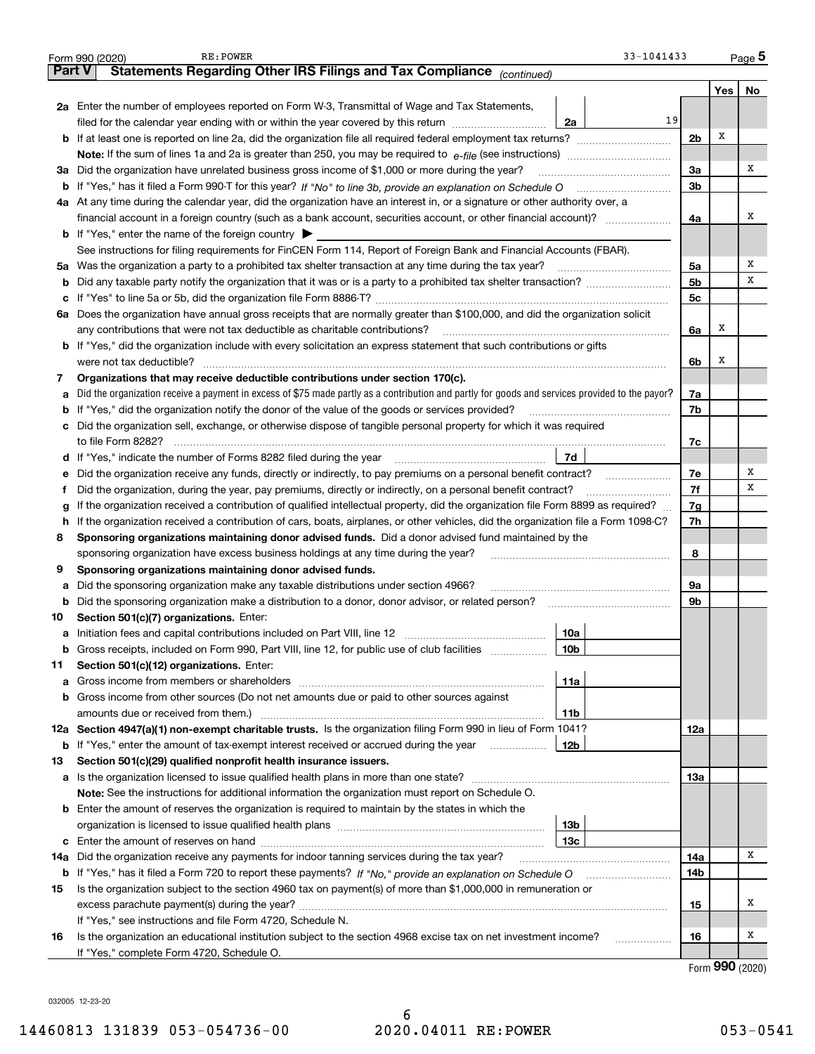Form 990 (2020) RE:POWER 33-1041433 Page 5

## Part V Statements Regarding Other IRS Filings and Tax Compliance *(continued)*

| | | | | Yes | No |
|---|---|---|---|---|---|
| **2a** | Enter the number of employees reported on Form W-3, Transmittal of Wage and Tax Statements, filed for the calendar year ending with or within the year covered by this return | 2a | 19 | | |
| **b** | If at least one is reported on line 2a, did the organization file all required federal employment tax returns? | | 2b | X | |
| | **Note:** If the sum of lines 1a and 2a is greater than 250, you may be required to *e-file* (see instructions) | | | | |
| **3a** | Did the organization have unrelated business gross income of $1,000 or more during the year? | | 3a | | X |
| **b** | If "Yes," has it filed a Form 990-T for this year? *If "No" to line 3b, provide an explanation on Schedule O* | | 3b | | |
| **4a** | At any time during the calendar year, did the organization have an interest in, or a signature or other authority over, a financial account in a foreign country (such as a bank account, securities account, or other financial account)? | | 4a | | X |
| **b** | If "Yes," enter the name of the foreign country ▶ | | | | |
| | See instructions for filing requirements for FinCEN Form 114, Report of Foreign Bank and Financial Accounts (FBAR). | | | | |
| **5a** | Was the organization a party to a prohibited tax shelter transaction at any time during the tax year? | | 5a | | X |
| **b** | Did any taxable party notify the organization that it was or is a party to a prohibited tax shelter transaction? | | 5b | | X |
| **c** | If "Yes" to line 5a or 5b, did the organization file Form 8886-T? | | 5c | | |
| **6a** | Does the organization have annual gross receipts that are normally greater than $100,000, and did the organization solicit any contributions that were not tax deductible as charitable contributions? | | 6a | X | |
| **b** | If "Yes," did the organization include with every solicitation an express statement that such contributions or gifts were not tax deductible? | | 6b | X | |
| **7** | **Organizations that may receive deductible contributions under section 170(c).** | | | | |
| **a** | Did the organization receive a payment in excess of $75 made partly as a contribution and partly for goods and services provided to the payor? | | 7a | | |
| **b** | If "Yes," did the organization notify the donor of the value of the goods or services provided? | | 7b | | |
| **c** | Did the organization sell, exchange, or otherwise dispose of tangible personal property for which it was required to file Form 8282? | | 7c | | |
| **d** | If "Yes," indicate the number of Forms 8282 filed during the year | 7d | | | |
| **e** | Did the organization receive any funds, directly or indirectly, to pay premiums on a personal benefit contract? | | 7e | | X |
| **f** | Did the organization, during the year, pay premiums, directly or indirectly, on a personal benefit contract? | | 7f | | X |
| **g** | If the organization received a contribution of qualified intellectual property, did the organization file Form 8899 as required? | | 7g | | |
| **h** | If the organization received a contribution of cars, boats, airplanes, or other vehicles, did the organization file a Form 1098-C? | | 7h | | |
| **8** | **Sponsoring organizations maintaining donor advised funds.** Did a donor advised fund maintained by the sponsoring organization have excess business holdings at any time during the year? | | 8 | | |
| **9** | **Sponsoring organizations maintaining donor advised funds.** | | | | |
| **a** | Did the sponsoring organization make any taxable distributions under section 4966? | | 9a | | |
| **b** | Did the sponsoring organization make a distribution to a donor, donor advisor, or related person? | | 9b | | |
| **10** | **Section 501(c)(7) organizations.** Enter: | | | | |
| **a** | Initiation fees and capital contributions included on Part VIII, line 12 | 10a | | | |
| **b** | Gross receipts, included on Form 990, Part VIII, line 12, for public use of club facilities | 10b | | | |
| **11** | **Section 501(c)(12) organizations.** Enter: | | | | |
| **a** | Gross income from members or shareholders | 11a | | | |
| **b** | Gross income from other sources (Do not net amounts due or paid to other sources against amounts due or received from them.) | 11b | | | |
| **12a** | **Section 4947(a)(1) non-exempt charitable trusts.** Is the organization filing Form 990 in lieu of Form 1041? | | 12a | | |
| **b** | If "Yes," enter the amount of tax-exempt interest received or accrued during the year | 12b | | | |
| **13** | **Section 501(c)(29) qualified nonprofit health insurance issuers.** | | | | |
| **a** | Is the organization licensed to issue qualified health plans in more than one state? | | 13a | | |
| | **Note:** See the instructions for additional information the organization must report on Schedule O. | | | | |
| **b** | Enter the amount of reserves the organization is required to maintain by the states in which the organization is licensed to issue qualified health plans | 13b | | | |
| **c** | Enter the amount of reserves on hand | 13c | | | |
| **14a** | Did the organization receive any payments for indoor tanning services during the tax year? | | 14a | | X |
| **b** | If "Yes," has it filed a Form 720 to report these payments? *If "No," provide an explanation on Schedule O* | | 14b | | |
| **15** | Is the organization subject to the section 4960 tax on payment(s) of more than $1,000,000 in remuneration or excess parachute payment(s) during the year? | | 15 | | X |
| | If "Yes," see instructions and file Form 4720, Schedule N. | | | | |
| **16** | Is the organization an educational institution subject to the section 4968 excise tax on net investment income? | | 16 | | X |
| | If "Yes," complete Form 4720, Schedule O. | | | | |

Form **990** (2020)

032005 12-23-20

14460813 131839 053-054736-00 2020.04011 RE:POWER 053-0541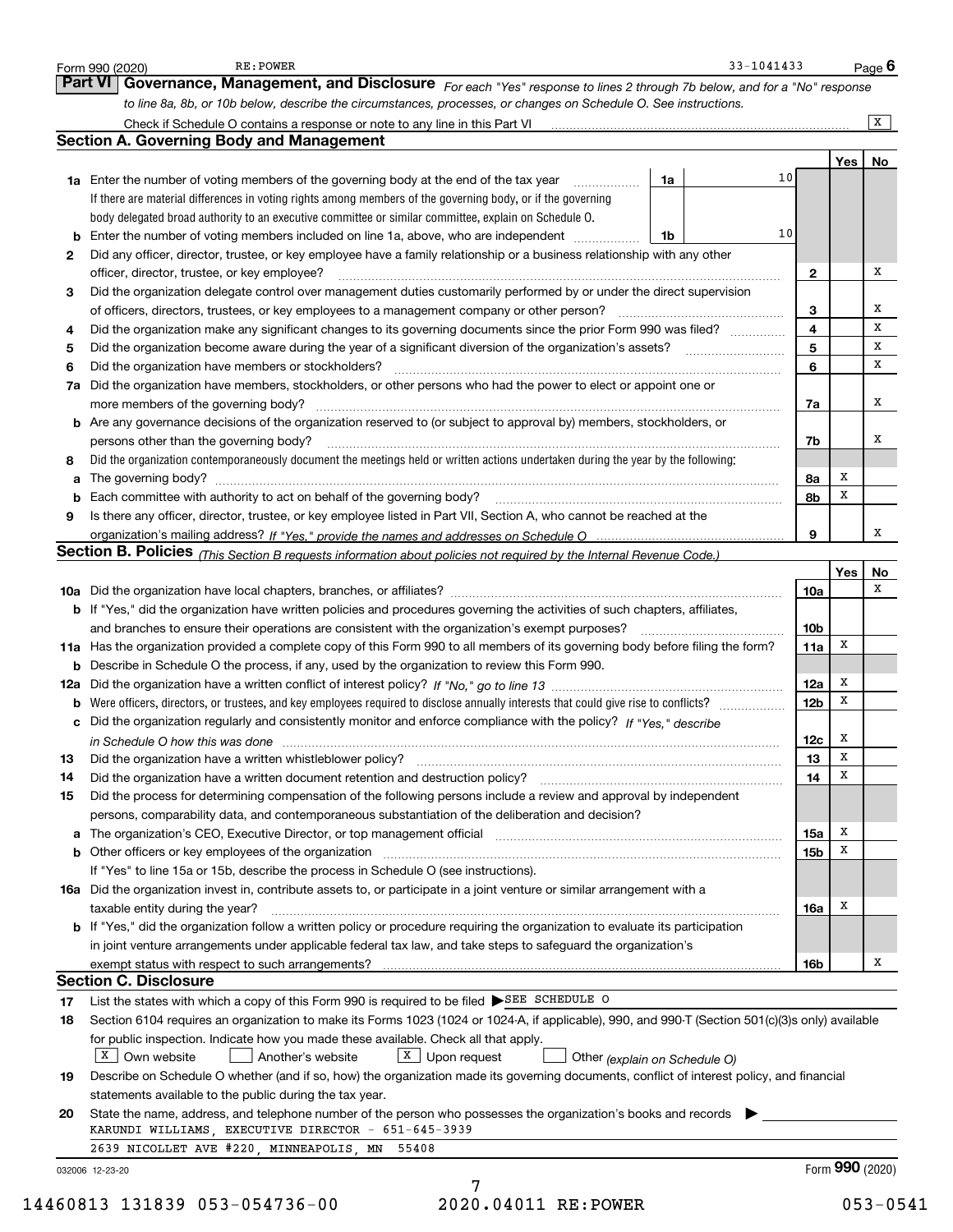Form 990 (2020) RE:POWER 33-1041433 Page 6

## Part VI Governance, Management, and Disclosure

*For each "Yes" response to lines 2 through 7b below, and for a "No" response to line 8a, 8b, or 10b below, describe the circumstances, processes, or changes on Schedule O. See instructions.*

Check if Schedule O contains a response or note to any line in this Part VI [X]

### Section A. Governing Body and Management

| | | | | Yes | No |
|---|---|---|---|---|---|
| **1a** | Enter the number of voting members of the governing body at the end of the tax year. If there are material differences in voting rights among members of the governing body, or if the governing body delegated broad authority to an executive committee or similar committee, explain on Schedule O. | 1a: 10 | | | |
| **b** | Enter the number of voting members included on line 1a, above, who are independent | 1b: 10 | | | |
| **2** | Did any officer, director, trustee, or key employee have a family relationship or a business relationship with any other officer, director, trustee, or key employee? | | 2 | | X |
| **3** | Did the organization delegate control over management duties customarily performed by or under the direct supervision of officers, directors, trustees, or key employees to a management company or other person? | | 3 | | X |
| **4** | Did the organization make any significant changes to its governing documents since the prior Form 990 was filed? | | 4 | | X |
| **5** | Did the organization become aware during the year of a significant diversion of the organization's assets? | | 5 | | X |
| **6** | Did the organization have members or stockholders? | | 6 | | X |
| **7a** | Did the organization have members, stockholders, or other persons who had the power to elect or appoint one or more members of the governing body? | | 7a | | X |
| **b** | Are any governance decisions of the organization reserved to (or subject to approval by) members, stockholders, or persons other than the governing body? | | 7b | | X |
| **8** | Did the organization contemporaneously document the meetings held or written actions undertaken during the year by the following: | | | | |
| **a** | The governing body? | | 8a | X | |
| **b** | Each committee with authority to act on behalf of the governing body? | | 8b | X | |
| **9** | Is there any officer, director, trustee, or key employee listed in Part VII, Section A, who cannot be reached at the organization's mailing address? *If "Yes," provide the names and addresses on Schedule O* | | 9 | | X |

### Section B. Policies *(This Section B requests information about policies not required by the Internal Revenue Code.)*

| | | | Yes | No |
|---|---|---|---|---|
| **10a** | Did the organization have local chapters, branches, or affiliates? | 10a | | X |
| **b** | If "Yes," did the organization have written policies and procedures governing the activities of such chapters, affiliates, and branches to ensure their operations are consistent with the organization's exempt purposes? | 10b | | |
| **11a** | Has the organization provided a complete copy of this Form 990 to all members of its governing body before filing the form? | 11a | X | |
| **b** | Describe in Schedule O the process, if any, used by the organization to review this Form 990. | | | |
| **12a** | Did the organization have a written conflict of interest policy? *If "No," go to line 13* | 12a | X | |
| **b** | Were officers, directors, or trustees, and key employees required to disclose annually interests that could give rise to conflicts? | 12b | X | |
| **c** | Did the organization regularly and consistently monitor and enforce compliance with the policy? *If "Yes," describe in Schedule O how this was done* | 12c | X | |
| **13** | Did the organization have a written whistleblower policy? | 13 | X | |
| **14** | Did the organization have a written document retention and destruction policy? | 14 | X | |
| **15** | Did the process for determining compensation of the following persons include a review and approval by independent persons, comparability data, and contemporaneous substantiation of the deliberation and decision? | | | |
| **a** | The organization's CEO, Executive Director, or top management official | 15a | X | |
| **b** | Other officers or key employees of the organization | 15b | X | |
| | If "Yes" to line 15a or 15b, describe the process in Schedule O (see instructions). | | | |
| **16a** | Did the organization invest in, contribute assets to, or participate in a joint venture or similar arrangement with a taxable entity during the year? | 16a | X | |
| **b** | If "Yes," did the organization follow a written policy or procedure requiring the organization to evaluate its participation in joint venture arrangements under applicable federal tax law, and take steps to safeguard the organization's exempt status with respect to such arrangements? | 16b | | X |

### Section C. Disclosure

**17** List the states with which a copy of this Form 990 is required to be filed ▶ SEE SCHEDULE O

**18** Section 6104 requires an organization to make its Forms 1023 (1024 or 1024-A, if applicable), 990, and 990-T (Section 501(c)(3)s only) available for public inspection. Indicate how you made these available. Check all that apply.

[X] Own website [ ] Another's website [X] Upon request [ ] Other *(explain on Schedule O)*

**19** Describe on Schedule O whether (and if so, how) the organization made its governing documents, conflict of interest policy, and financial statements available to the public during the tax year.

**20** State the name, address, and telephone number of the person who possesses the organization's books and records ▶

KARUNDI WILLIAMS, EXECUTIVE DIRECTOR - 651-645-3939
2639 NICOLLET AVE #220, MINNEAPOLIS, MN 55408

032006 12-23-20 Form **990** (2020)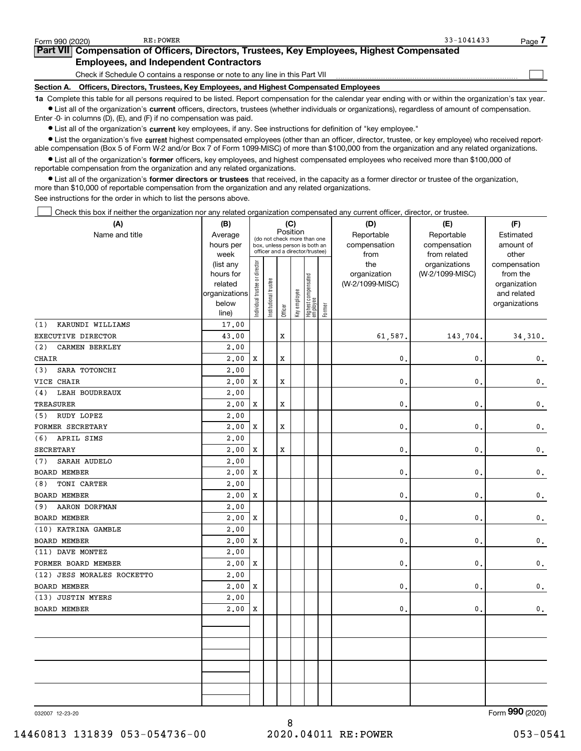Form 990 (2020) RE:POWER 33-1041433

## Part VII Compensation of Officers, Directors, Trustees, Key Employees, Highest Compensated Employees, and Independent Contractors

Check if Schedule O contains a response or note to any line in this Part VII ☐

### Section A. Officers, Directors, Trustees, Key Employees, and Highest Compensated Employees

**1a** Complete this table for all persons required to be listed. Report compensation for the calendar year ending with or within the organization's tax year.

- List all of the organization's **current** officers, directors, trustees (whether individuals or organizations), regardless of amount of compensation. Enter -0- in columns (D), (E), and (F) if no compensation was paid.
- List all of the organization's **current** key employees, if any. See instructions for definition of "key employee."
- List the organization's five **current** highest compensated employees (other than an officer, director, trustee, or key employee) who received reportable compensation (Box 5 of Form W-2 and/or Box 7 of Form 1099-MISC) of more than $100,000 from the organization and any related organizations.
- List all of the organization's **former** officers, key employees, and highest compensated employees who received more than $100,000 of reportable compensation from the organization and any related organizations.
- List all of the organization's **former directors or trustees** that received, in the capacity as a former director or trustee of the organization, more than $10,000 of reportable compensation from the organization and any related organizations.

See instructions for the order in which to list the persons above.

☐ Check this box if neither the organization nor any related organization compensated any current officer, director, or trustee.

| (A) Name and title | (B) Average hours per week (list any hours for related organizations below line) | (C) Position: Individual trustee or director | Institutional trustee | Officer | Key employee | Highest compensated employee | Former | (D) Reportable compensation from the organization (W-2/1099-MISC) | (E) Reportable compensation from related organizations (W-2/1099-MISC) | (F) Estimated amount of other compensation from the organization and related organizations |
|---|---|---|---|---|---|---|---|---|---|---|
| (1) KARUNDI WILLIAMS<br>EXECUTIVE DIRECTOR | 17.00<br>43.00 | | | X | | | | 61,587. | 143,704. | 34,310. |
| (2) CARMEN BERKLEY<br>CHAIR | 2.00<br>2.00 | X | | X | | | | 0. | 0. | 0. |
| (3) SARA TOTONCHI<br>VICE CHAIR | 2.00<br>2.00 | X | | X | | | | 0. | 0. | 0. |
| (4) LEAH BOUDREAUX<br>TREASURER | 2.00<br>2.00 | X | | X | | | | 0. | 0. | 0. |
| (5) RUDY LOPEZ<br>FORMER SECRETARY | 2.00<br>2.00 | X | | X | | | | 0. | 0. | 0. |
| (6) APRIL SIMS<br>SECRETARY | 2.00<br>2.00 | X | | X | | | | 0. | 0. | 0. |
| (7) SARAH AUDELO<br>BOARD MEMBER | 2.00<br>2.00 | X | | | | | | 0. | 0. | 0. |
| (8) TONI CARTER<br>BOARD MEMBER | 2.00<br>2.00 | X | | | | | | 0. | 0. | 0. |
| (9) AARON DORFMAN<br>BOARD MEMBER | 2.00<br>2.00 | X | | | | | | 0. | 0. | 0. |
| (10) KATRINA GAMBLE<br>BOARD MEMBER | 2.00<br>2.00 | X | | | | | | 0. | 0. | 0. |
| (11) DAVE MONTEZ<br>FORMER BOARD MEMBER | 2.00<br>2.00 | X | | | | | | 0. | 0. | 0. |
| (12) JESS MORALES ROCKETTO<br>BOARD MEMBER | 2.00<br>2.00 | X | | | | | | 0. | 0. | 0. |
| (13) JUSTIN MYERS<br>BOARD MEMBER | 2.00<br>2.00 | X | | | | | | 0. | 0. | 0. |

032007 12-23-20 Form **990** (2020)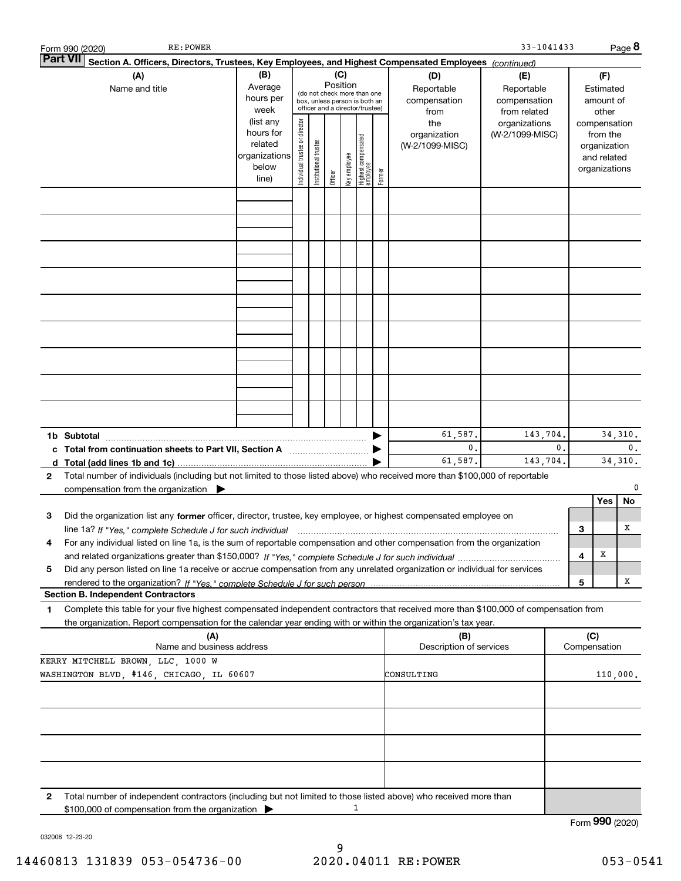Form 990 (2020) RE:POWER 33-1041433 Page 8

**Part VII** Section A. Officers, Directors, Trustees, Key Employees, and Highest Compensated Employees *(continued)*

| (A) Name and title | (B) Average hours per week (list any hours for related organizations below line) | (C) Position (do not check more than one box, unless person is both an officer and a director/trustee): Individual trustee or director | Institutional trustee | Officer | Key employee | Highest compensated employee | Former | (D) Reportable compensation from the organization (W-2/1099-MISC) | (E) Reportable compensation from related organizations (W-2/1099-MISC) | (F) Estimated amount of other compensation from the organization and related organizations |
|---|---|---|---|---|---|---|---|---|---|---|
| | | | | | | | | | | |
| | | | | | | | | | | |
| | | | | | | | | | | |
| | | | | | | | | | | |
| | | | | | | | | | | |
| | | | | | | | | | | |
| | | | | | | | | | | |
| | | | | | | | | | | |
| | | | | | | | | | | |
| **1b Subtotal** | | | | | | | | 61,587. | 143,704. | 34,310. |
| **c Total from continuation sheets to Part VII, Section A** | | | | | | | | 0. | 0. | 0. |
| **d Total (add lines 1b and 1c)** | | | | | | | | 61,587. | 143,704. | 34,310. |

**2** Total number of individuals (including but not limited to those listed above) who received more than $100,000 of reportable compensation from the organization ▶ 0

| | | | Yes | No |
|---|---|---|---|---|
| **3** | Did the organization list any **former** officer, director, trustee, key employee, or highest compensated employee on line 1a? *If "Yes," complete Schedule J for such individual* | 3 | | X |
| **4** | For any individual listed on line 1a, is the sum of reportable compensation and other compensation from the organization and related organizations greater than $150,000? *If "Yes," complete Schedule J for such individual* | 4 | X | |
| **5** | Did any person listed on line 1a receive or accrue compensation from any unrelated organization or individual for services rendered to the organization? *If "Yes," complete Schedule J for such person* | 5 | | X |

**Section B. Independent Contractors**

**1** Complete this table for your five highest compensated independent contractors that received more than $100,000 of compensation from the organization. Report compensation for the calendar year ending with or within the organization's tax year.

| (A) Name and business address | (B) Description of services | (C) Compensation |
|---|---|---|
| KERRY MITCHELL BROWN, LLC, 1000 W WASHINGTON BLVD, #146, CHICAGO, IL 60607 | CONSULTING | 110,000. |
| | | |
| | | |
| | | |
| | | |

**2** Total number of independent contractors (including but not limited to those listed above) who received more than $100,000 of compensation from the organization ▶ 1

Form **990** (2020)

032008 12-23-20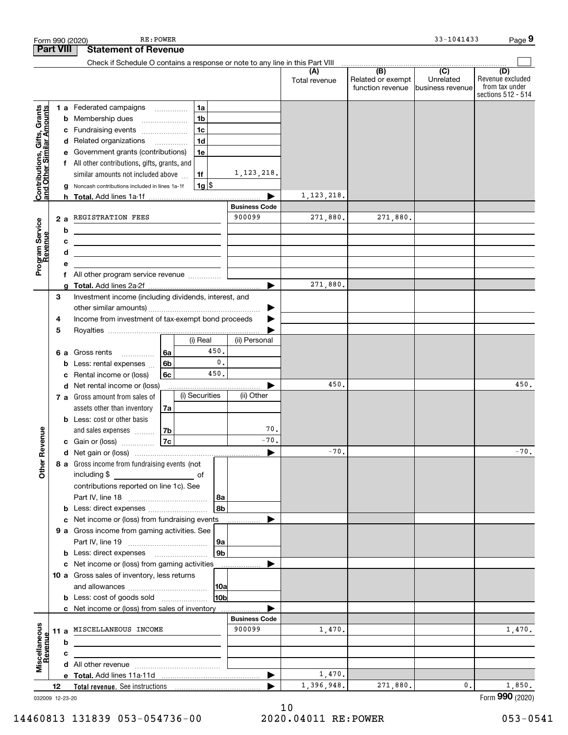Form 990 (2020) RE:POWER 33-1041433 Page 9

**Part VIII Statement of Revenue**

Check if Schedule O contains a response or note to any line in this Part VIII

| | | | (A) Total revenue | (B) Related or exempt function revenue | (C) Unrelated business revenue | (D) Revenue excluded from tax under sections 512 - 514 |
|---|---|---|---|---|---|---|
| **Contributions, Gifts, Grants and Other Similar Amounts** | 1 a Federated campaigns ... 1a | | | | | |
| | b Membership dues ... 1b | | | | | |
| | c Fundraising events ... 1c | | | | | |
| | d Related organizations ... 1d | | | | | |
| | e Government grants (contributions) 1e | | | | | |
| | f All other contributions, gifts, grants, and similar amounts not included above ... 1f | 1,123,218. | | | | |
| | g Noncash contributions included in lines 1a-1f 1g $ | | | | | |
| | h **Total.** Add lines 1a-1f | | 1,123,218. | | | |
| **Program Service Revenue** | | **Business Code** | | | | |
| | 2 a REGISTRATION FEES | 900099 | 271,880. | 271,880. | | |
| | b | | | | | |
| | c | | | | | |
| | d | | | | | |
| | e | | | | | |
| | f All other program service revenue | | | | | |
| | g **Total.** Add lines 2a-2f | | 271,880. | | | |
| **Other Revenue** | 3 Investment income (including dividends, interest, and other similar amounts) | | | | | |
| | 4 Income from investment of tax-exempt bond proceeds | | | | | |
| | 5 Royalties | | | | | |
| | | (i) Real / (ii) Personal | | | | |
| | 6 a Gross rents 6a | 450. | | | | |
| | b Less: rental expenses 6b | 0. | | | | |
| | c Rental income or (loss) 6c | 450. | | | | |
| | d Net rental income or (loss) | | 450. | | | 450. |
| | 7 a Gross amount from sales of assets other than inventory 7a | (i) Securities / (ii) Other | | | | |
| | b Less: cost or other basis and sales expenses 7b | (ii) 70. | | | | |
| | c Gain or (loss) 7c | (ii) -70. | | | | |
| | d Net gain or (loss) | | -70. | | | -70. |
| | 8 a Gross income from fundraising events (not including $ of contributions reported on line 1c). See Part IV, line 18 ... 8a | | | | | |
| | b Less: direct expenses ... 8b | | | | | |
| | c Net income or (loss) from fundraising events | | | | | |
| | 9 a Gross income from gaming activities. See Part IV, line 19 ... 9a | | | | | |
| | b Less: direct expenses ... 9b | | | | | |
| | c Net income or (loss) from gaming activities | | | | | |
| | 10 a Gross sales of inventory, less returns and allowances ... 10a | | | | | |
| | b Less: cost of goods sold ... 10b | | | | | |
| | c Net income or (loss) from sales of inventory | | | | | |
| **Miscellaneous Revenue** | | **Business Code** | | | | |
| | 11 a MISCELLANEOUS INCOME | 900099 | 1,470. | | | 1,470. |
| | b | | | | | |
| | c | | | | | |
| | d All other revenue | | | | | |
| | e **Total.** Add lines 11a-11d | | 1,470. | | | |
| | 12 **Total revenue.** See instructions | | 1,396,948. | 271,880. | 0. | 1,850. |

032009 12-23-20 Form **990** (2020)

14460813 131839 053-054736-00 2020.04011 RE:POWER 053-0541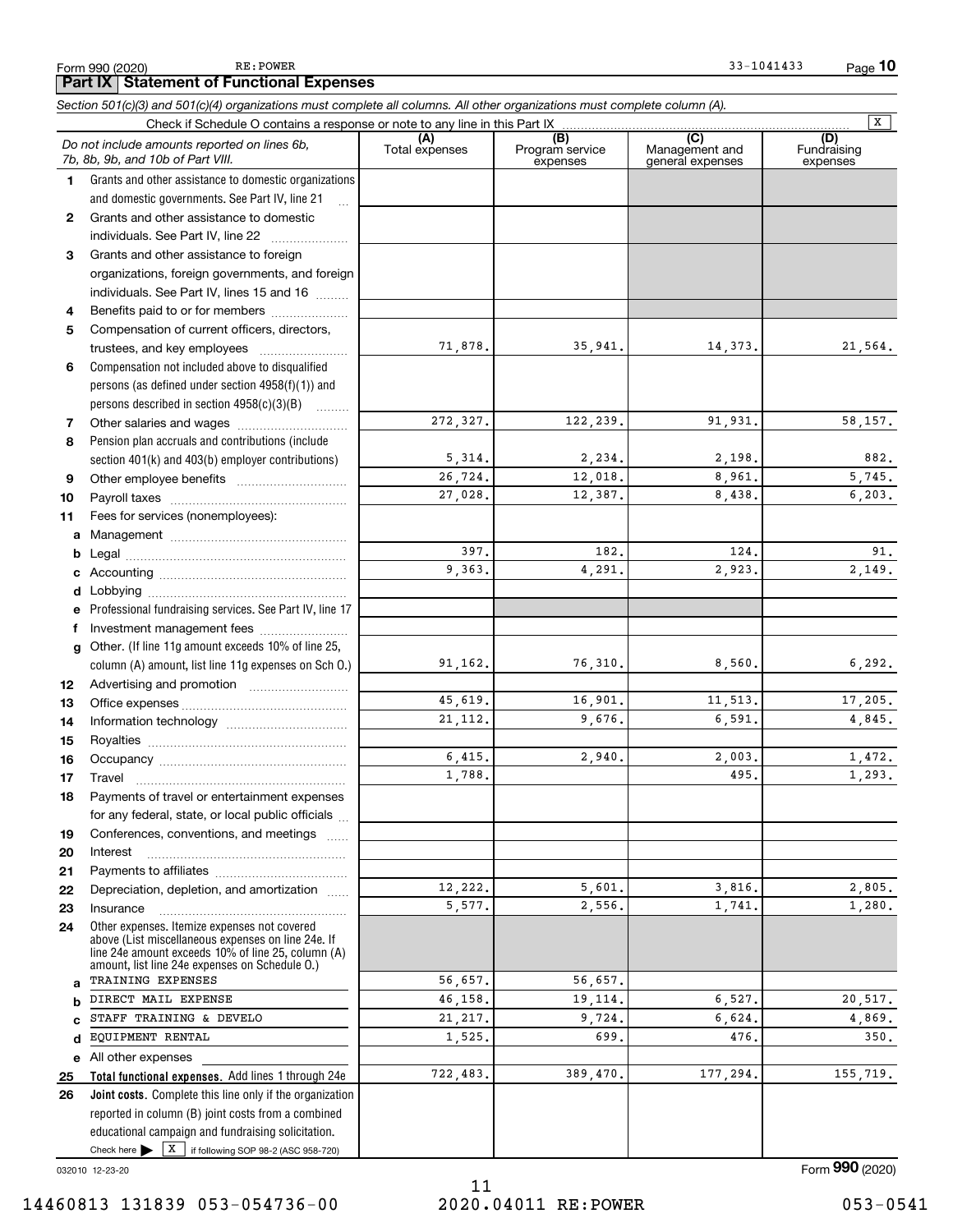Form 990 (2020) RE:POWER 33-1041433 Page **10**

## Part IX Statement of Functional Expenses

*Section 501(c)(3) and 501(c)(4) organizations must complete all columns. All other organizations must complete column (A).*

Check if Schedule O contains a response or note to any line in this Part IX [X]

| *Do not include amounts reported on lines 6b, 7b, 8b, 9b, and 10b of Part VIII.* | (A) Total expenses | (B) Program service expenses | (C) Management and general expenses | (D) Fundraising expenses |
|---|---|---|---|---|
| **1** Grants and other assistance to domestic organizations and domestic governments. See Part IV, line 21 | | | | |
| **2** Grants and other assistance to domestic individuals. See Part IV, line 22 | | | | |
| **3** Grants and other assistance to foreign organizations, foreign governments, and foreign individuals. See Part IV, lines 15 and 16 | | | | |
| **4** Benefits paid to or for members | | | | |
| **5** Compensation of current officers, directors, trustees, and key employees | 71,878. | 35,941. | 14,373. | 21,564. |
| **6** Compensation not included above to disqualified persons (as defined under section 4958(f)(1)) and persons described in section 4958(c)(3)(B) | | | | |
| **7** Other salaries and wages | 272,327. | 122,239. | 91,931. | 58,157. |
| **8** Pension plan accruals and contributions (include section 401(k) and 403(b) employer contributions) | 5,314. | 2,234. | 2,198. | 882. |
| **9** Other employee benefits | 26,724. | 12,018. | 8,961. | 5,745. |
| **10** Payroll taxes | 27,028. | 12,387. | 8,438. | 6,203. |
| **11** Fees for services (nonemployees): | | | | |
| **a** Management | | | | |
| **b** Legal | 397. | 182. | 124. | 91. |
| **c** Accounting | 9,363. | 4,291. | 2,923. | 2,149. |
| **d** Lobbying | | | | |
| **e** Professional fundraising services. See Part IV, line 17 | | | | |
| **f** Investment management fees | | | | |
| **g** Other. (If line 11g amount exceeds 10% of line 25, column (A) amount, list line 11g expenses on Sch O.) | 91,162. | 76,310. | 8,560. | 6,292. |
| **12** Advertising and promotion | | | | |
| **13** Office expenses | 45,619. | 16,901. | 11,513. | 17,205. |
| **14** Information technology | 21,112. | 9,676. | 6,591. | 4,845. |
| **15** Royalties | | | | |
| **16** Occupancy | 6,415. | 2,940. | 2,003. | 1,472. |
| **17** Travel | 1,788. | | 495. | 1,293. |
| **18** Payments of travel or entertainment expenses for any federal, state, or local public officials | | | | |
| **19** Conferences, conventions, and meetings | | | | |
| **20** Interest | | | | |
| **21** Payments to affiliates | | | | |
| **22** Depreciation, depletion, and amortization | 12,222. | 5,601. | 3,816. | 2,805. |
| **23** Insurance | 5,577. | 2,556. | 1,741. | 1,280. |
| **24** Other expenses. Itemize expenses not covered above (List miscellaneous expenses on line 24e. If line 24e amount exceeds 10% of line 25, column (A) amount, list line 24e expenses on Schedule O.) | | | | |
| **a** TRAINING EXPENSES | 56,657. | 56,657. | | |
| **b** DIRECT MAIL EXPENSE | 46,158. | 19,114. | 6,527. | 20,517. |
| **c** STAFF TRAINING & DEVELO | 21,217. | 9,724. | 6,624. | 4,869. |
| **d** EQUIPMENT RENTAL | 1,525. | 699. | 476. | 350. |
| **e** All other expenses | | | | |
| **25 Total functional expenses.** Add lines 1 through 24e | 722,483. | 389,470. | 177,294. | 155,719. |
| **26 Joint costs.** Complete this line only if the organization reported in column (B) joint costs from a combined educational campaign and fundraising solicitation. Check here [X] if following SOP 98-2 (ASC 958-720) | | | | |

032010 12-23-20

Form **990** (2020)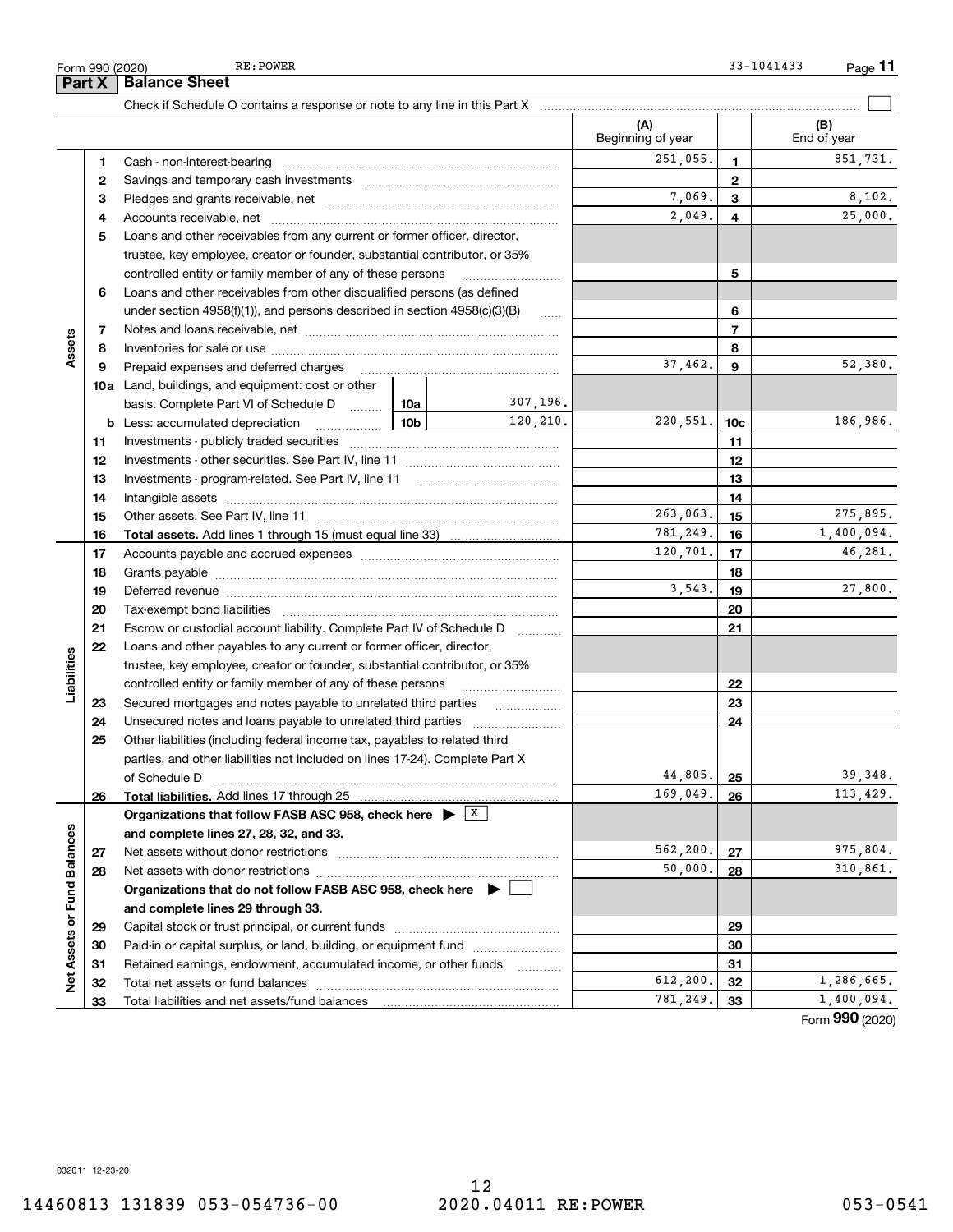Form 990 (2020) RE:POWER 33-1041433

## Part X Balance Sheet

Check if Schedule O contains a response or note to any line in this Part X

| | | | | (A) Beginning of year | | (B) End of year |
|---|---|---|---|---|---|---|
| Assets | 1 | Cash - non-interest-bearing | | 251,055. | 1 | 851,731. |
| | 2 | Savings and temporary cash investments | | | 2 | |
| | 3 | Pledges and grants receivable, net | | 7,069. | 3 | 8,102. |
| | 4 | Accounts receivable, net | | 2,049. | 4 | 25,000. |
| | 5 | Loans and other receivables from any current or former officer, director, trustee, key employee, creator or founder, substantial contributor, or 35% controlled entity or family member of any of these persons | | | 5 | |
| | 6 | Loans and other receivables from other disqualified persons (as defined under section 4958(f)(1)), and persons described in section 4958(c)(3)(B) | | | 6 | |
| | 7 | Notes and loans receivable, net | | | 7 | |
| | 8 | Inventories for sale or use | | | 8 | |
| | 9 | Prepaid expenses and deferred charges | | 37,462. | 9 | 52,380. |
| | 10a | Land, buildings, and equipment: cost or other basis. Complete Part VI of Schedule D | 10a 307,196. | | | |
| | b | Less: accumulated depreciation | 10b 120,210. | 220,551. | 10c | 186,986. |
| | 11 | Investments - publicly traded securities | | | 11 | |
| | 12 | Investments - other securities. See Part IV, line 11 | | | 12 | |
| | 13 | Investments - program-related. See Part IV, line 11 | | | 13 | |
| | 14 | Intangible assets | | | 14 | |
| | 15 | Other assets. See Part IV, line 11 | | 263,063. | 15 | 275,895. |
| | 16 | **Total assets.** Add lines 1 through 15 (must equal line 33) | | 781,249. | 16 | 1,400,094. |
| Liabilities | 17 | Accounts payable and accrued expenses | | 120,701. | 17 | 46,281. |
| | 18 | Grants payable | | | 18 | |
| | 19 | Deferred revenue | | 3,543. | 19 | 27,800. |
| | 20 | Tax-exempt bond liabilities | | | 20 | |
| | 21 | Escrow or custodial account liability. Complete Part IV of Schedule D | | | 21 | |
| | 22 | Loans and other payables to any current or former officer, director, trustee, key employee, creator or founder, substantial contributor, or 35% controlled entity or family member of any of these persons | | | 22 | |
| | 23 | Secured mortgages and notes payable to unrelated third parties | | | 23 | |
| | 24 | Unsecured notes and loans payable to unrelated third parties | | | 24 | |
| | 25 | Other liabilities (including federal income tax, payables to related third parties, and other liabilities not included on lines 17-24). Complete Part X of Schedule D | | 44,805. | 25 | 39,348. |
| | 26 | **Total liabilities.** Add lines 17 through 25 | | 169,049. | 26 | 113,429. |
| Net Assets or Fund Balances | | **Organizations that follow FASB ASC 958, check here** ▶ [X] **and complete lines 27, 28, 32, and 33.** | | | | |
| | 27 | Net assets without donor restrictions | | 562,200. | 27 | 975,804. |
| | 28 | Net assets with donor restrictions | | 50,000. | 28 | 310,861. |
| | | **Organizations that do not follow FASB ASC 958, check here** ▶ [ ] **and complete lines 29 through 33.** | | | | |
| | 29 | Capital stock or trust principal, or current funds | | | 29 | |
| | 30 | Paid-in or capital surplus, or land, building, or equipment fund | | | 30 | |
| | 31 | Retained earnings, endowment, accumulated income, or other funds | | | 31 | |
| | 32 | Total net assets or fund balances | | 612,200. | 32 | 1,286,665. |
| | 33 | Total liabilities and net assets/fund balances | | 781,249. | 33 | 1,400,094. |

Form **990** (2020)

032011 12-23-20

14460813 131839 053-054736-00 2020.04011 RE:POWER 053-0541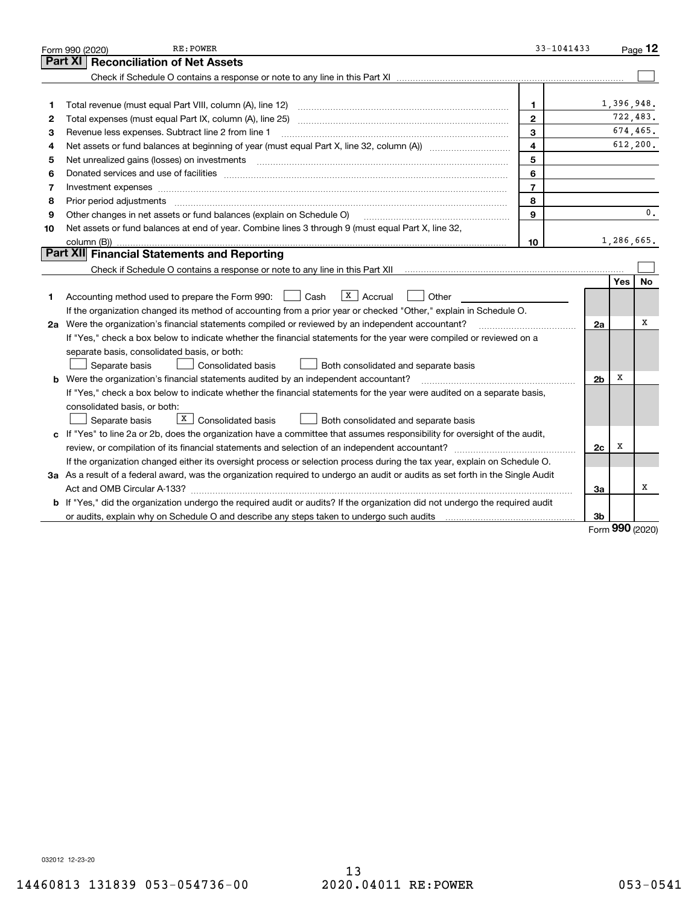Form 990 (2020) RE:POWER 33-1041433 Page **12**

## Part XI Reconciliation of Net Assets

Check if Schedule O contains a response or note to any line in this Part XI ☐

| | | | |
|---|---|---|---|
| 1 | Total revenue (must equal Part VIII, column (A), line 12) | 1 | 1,396,948. |
| 2 | Total expenses (must equal Part IX, column (A), line 25) | 2 | 722,483. |
| 3 | Revenue less expenses. Subtract line 2 from line 1 | 3 | 674,465. |
| 4 | Net assets or fund balances at beginning of year (must equal Part X, line 32, column (A)) | 4 | 612,200. |
| 5 | Net unrealized gains (losses) on investments | 5 | |
| 6 | Donated services and use of facilities | 6 | |
| 7 | Investment expenses | 7 | |
| 8 | Prior period adjustments | 8 | |
| 9 | Other changes in net assets or fund balances (explain on Schedule O) | 9 | 0. |
| 10 | Net assets or fund balances at end of year. Combine lines 3 through 9 (must equal Part X, line 32, column (B)) | 10 | 1,286,665. |

## Part XII Financial Statements and Reporting

Check if Schedule O contains a response or note to any line in this Part XII ☐

| | | | Yes | No |
|---|---|---|---|---|
| 1 | Accounting method used to prepare the Form 990: ☐ Cash ☒ Accrual ☐ Other ______ If the organization changed its method of accounting from a prior year or checked "Other," explain in Schedule O. | | | |
| 2a | Were the organization's financial statements compiled or reviewed by an independent accountant? If "Yes," check a box below to indicate whether the financial statements for the year were compiled or reviewed on a separate basis, consolidated basis, or both: ☐ Separate basis ☐ Consolidated basis ☐ Both consolidated and separate basis | 2a | | X |
| b | Were the organization's financial statements audited by an independent accountant? If "Yes," check a box below to indicate whether the financial statements for the year were audited on a separate basis, consolidated basis, or both: ☐ Separate basis ☒ Consolidated basis ☐ Both consolidated and separate basis | 2b | X | |
| c | If "Yes" to line 2a or 2b, does the organization have a committee that assumes responsibility for oversight of the audit, review, or compilation of its financial statements and selection of an independent accountant? If the organization changed either its oversight process or selection process during the tax year, explain on Schedule O. | 2c | X | |
| 3a | As a result of a federal award, was the organization required to undergo an audit or audits as set forth in the Single Audit Act and OMB Circular A-133? | 3a | | X |
| b | If "Yes," did the organization undergo the required audit or audits? If the organization did not undergo the required audit or audits, explain why on Schedule O and describe any steps taken to undergo such audits | 3b | | |

Form **990** (2020)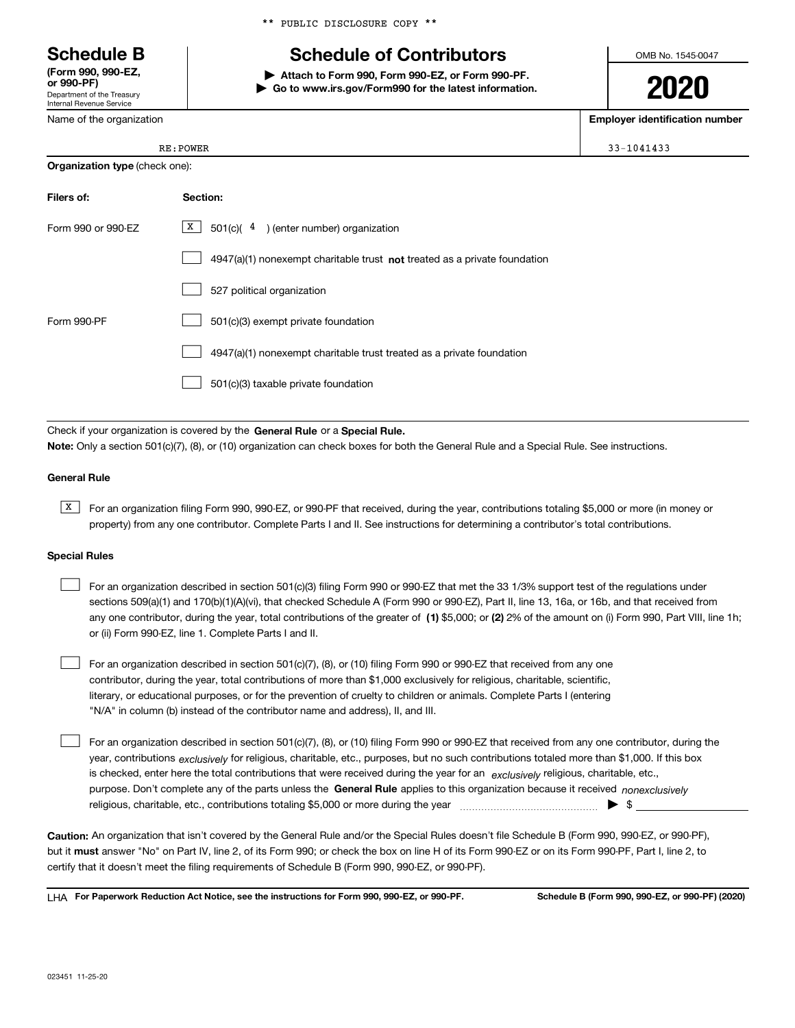** PUBLIC DISCLOSURE COPY **

# Schedule B

**(Form 990, 990-EZ, or 990-PF)**
Department of the Treasury
Internal Revenue Service

## Schedule of Contributors

▶ **Attach to Form 990, Form 990-EZ, or Form 990-PF.**
▶ **Go to www.irs.gov/Form990 for the latest information.**

OMB No. 1545-0047

**2020**

| Name of the organization | Employer identification number |
|---|---|
| RE:POWER | 33-1041433 |

**Organization type** (check one):

| Filers of: | Section: |
|---|---|
| Form 990 or 990-EZ | [X] 501(c)( 4 ) (enter number) organization |
| | [ ] 4947(a)(1) nonexempt charitable trust **not** treated as a private foundation |
| | [ ] 527 political organization |
| Form 990-PF | [ ] 501(c)(3) exempt private foundation |
| | [ ] 4947(a)(1) nonexempt charitable trust treated as a private foundation |
| | [ ] 501(c)(3) taxable private foundation |

Check if your organization is covered by the **General Rule** or a **Special Rule.**
**Note:** Only a section 501(c)(7), (8), or (10) organization can check boxes for both the General Rule and a Special Rule. See instructions.

### General Rule

[X] For an organization filing Form 990, 990-EZ, or 990-PF that received, during the year, contributions totaling $5,000 or more (in money or property) from any one contributor. Complete Parts I and II. See instructions for determining a contributor's total contributions.

### Special Rules

[ ] For an organization described in section 501(c)(3) filing Form 990 or 990-EZ that met the 33 1/3% support test of the regulations under sections 509(a)(1) and 170(b)(1)(A)(vi), that checked Schedule A (Form 990 or 990-EZ), Part II, line 13, 16a, or 16b, and that received from any one contributor, during the year, total contributions of the greater of **(1)** $5,000; or **(2)** 2% of the amount on (i) Form 990, Part VIII, line 1h; or (ii) Form 990-EZ, line 1. Complete Parts I and II.

[ ] For an organization described in section 501(c)(7), (8), or (10) filing Form 990 or 990-EZ that received from any one contributor, during the year, total contributions of more than $1,000 exclusively for religious, charitable, scientific, literary, or educational purposes, or for the prevention of cruelty to children or animals. Complete Parts I (entering "N/A" in column (b) instead of the contributor name and address), II, and III.

[ ] For an organization described in section 501(c)(7), (8), or (10) filing Form 990 or 990-EZ that received from any one contributor, during the year, contributions *exclusively* for religious, charitable, etc., purposes, but no such contributions totaled more than $1,000. If this box is checked, enter here the total contributions that were received during the year for an *exclusively* religious, charitable, etc., purpose. Don't complete any of the parts unless the **General Rule** applies to this organization because it received *nonexclusively* religious, charitable, etc., contributions totaling $5,000 or more during the year ▶ $ ________

**Caution:** An organization that isn't covered by the General Rule and/or the Special Rules doesn't file Schedule B (Form 990, 990-EZ, or 990-PF), but it **must** answer "No" on Part IV, line 2, of its Form 990; or check the box on line H of its Form 990-EZ or on its Form 990-PF, Part I, line 2, to certify that it doesn't meet the filing requirements of Schedule B (Form 990, 990-EZ, or 990-PF).

LHA **For Paperwork Reduction Act Notice, see the instructions for Form 990, 990-EZ, or 990-PF.** **Schedule B (Form 990, 990-EZ, or 990-PF) (2020)**

023451 11-25-20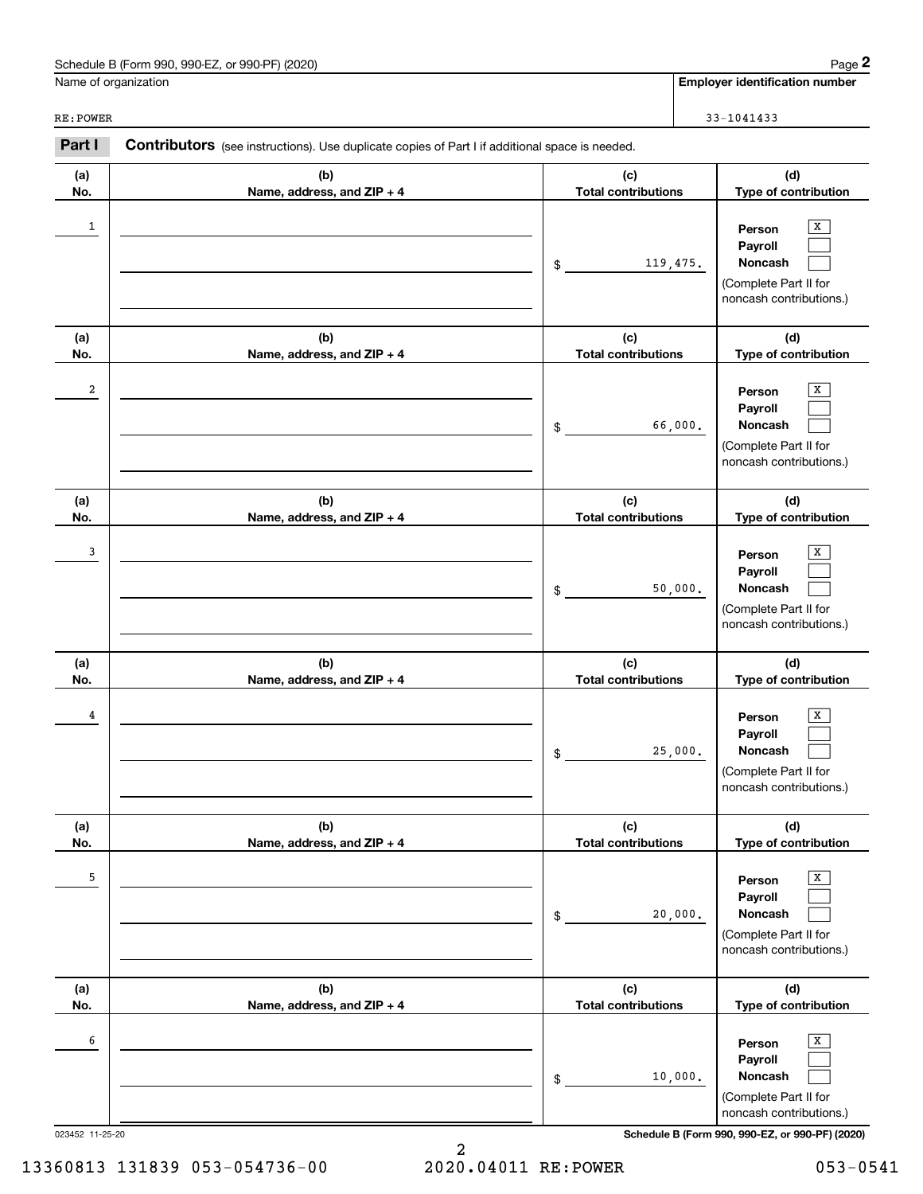Schedule B (Form 990, 990-EZ, or 990-PF) (2020)

Name of organization: RE:POWER

**Employer identification number**: 33-1041433

## Part I Contributors (see instructions). Use duplicate copies of Part I if additional space is needed.

| (a) No. | (b) Name, address, and ZIP + 4 | (c) Total contributions | (d) Type of contribution |
|---|---|---|---|
| 1 | | $ 119,475. | Person [X] Payroll [ ] Noncash [ ] (Complete Part II for noncash contributions.) |
| 2 | | $ 66,000. | Person [X] Payroll [ ] Noncash [ ] (Complete Part II for noncash contributions.) |
| 3 | | $ 50,000. | Person [X] Payroll [ ] Noncash [ ] (Complete Part II for noncash contributions.) |
| 4 | | $ 25,000. | Person [X] Payroll [ ] Noncash [ ] (Complete Part II for noncash contributions.) |
| 5 | | $ 20,000. | Person [X] Payroll [ ] Noncash [ ] (Complete Part II for noncash contributions.) |
| 6 | | $ 10,000. | Person [X] Payroll [ ] Noncash [ ] (Complete Part II for noncash contributions.) |

023452 11-25-20

Schedule B (Form 990, 990-EZ, or 990-PF) (2020)

13360813 131839 053-054736-00 2020.04011 RE:POWER 053-0541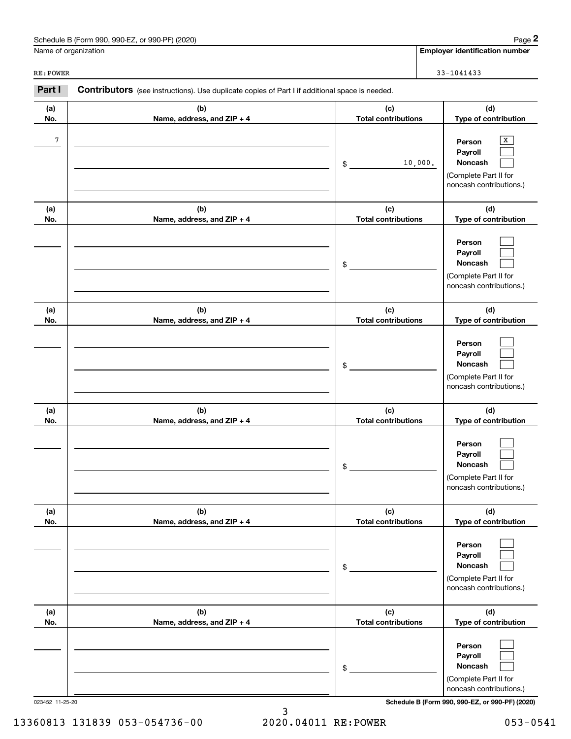Schedule B (Form 990, 990-EZ, or 990-PF) (2020)

| Name of organization | Employer identification number |
|---|---|
| RE:POWER | 33-1041433 |

**Part I** **Contributors** (see instructions). Use duplicate copies of Part I if additional space is needed.

| (a) No. | (b) Name, address, and ZIP + 4 | (c) Total contributions | (d) Type of contribution |
|---|---|---|---|
| 7 | | $ 10,000. | Person [X] Payroll [ ] Noncash [ ] (Complete Part II for noncash contributions.) |
| | | $ | Person [ ] Payroll [ ] Noncash [ ] (Complete Part II for noncash contributions.) |
| | | $ | Person [ ] Payroll [ ] Noncash [ ] (Complete Part II for noncash contributions.) |
| | | $ | Person [ ] Payroll [ ] Noncash [ ] (Complete Part II for noncash contributions.) |
| | | $ | Person [ ] Payroll [ ] Noncash [ ] (Complete Part II for noncash contributions.) |
| | | $ | Person [ ] Payroll [ ] Noncash [ ] (Complete Part II for noncash contributions.) |

023452 11-25-20

13360813 131839 053-054736-00 2020.04011 RE:POWER 053-0541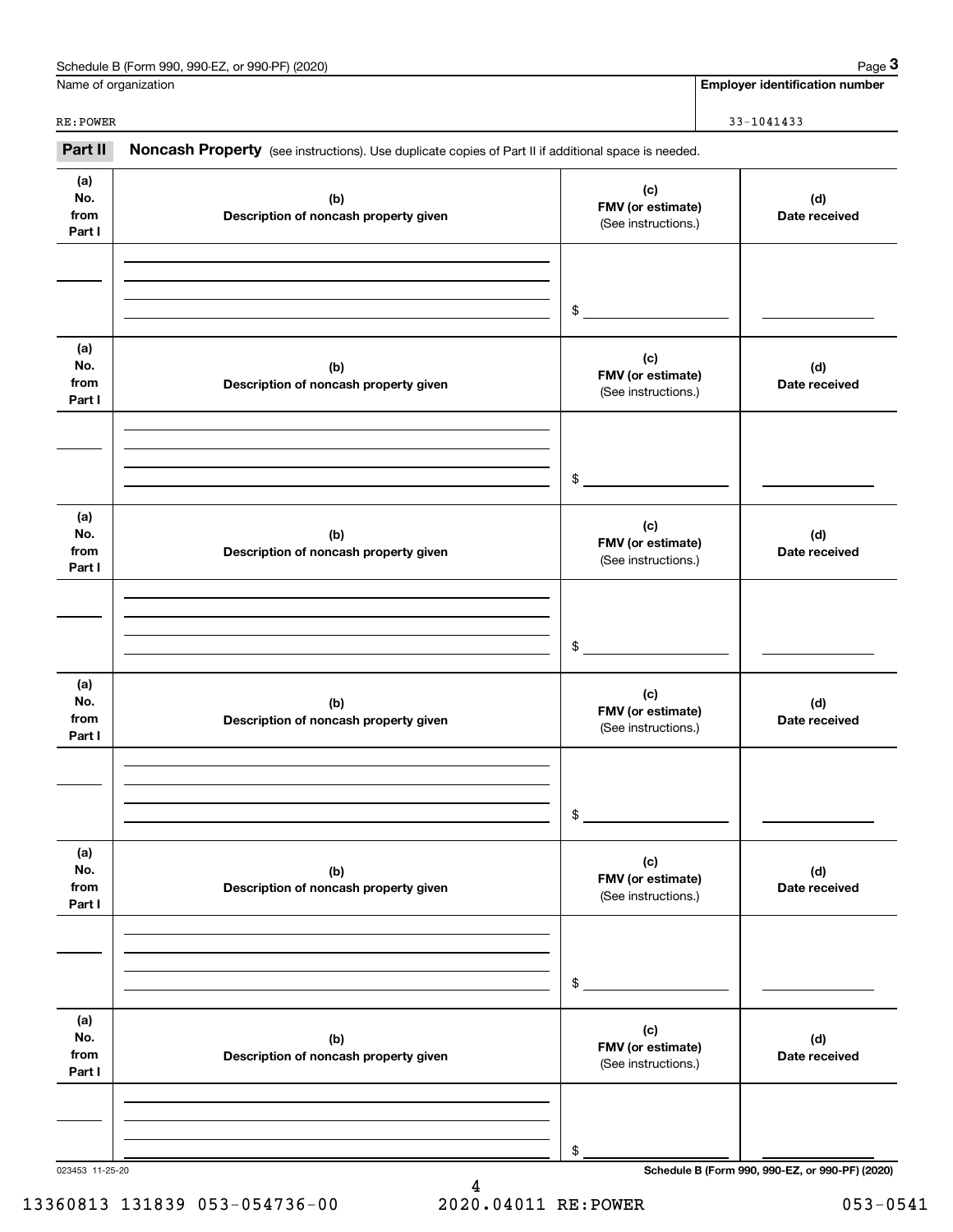Schedule B (Form 990, 990-EZ, or 990-PF) (2020)

| Name of organization | Employer identification number |
|---|---|
| RE:POWER | 33-1041433 |

**Part II** **Noncash Property** (see instructions). Use duplicate copies of Part II if additional space is needed.

| (a) No. from Part I | (b) Description of noncash property given | (c) FMV (or estimate) (See instructions.) | (d) Date received |
|---|---|---|---|
| | | $ | |

| (a) No. from Part I | (b) Description of noncash property given | (c) FMV (or estimate) (See instructions.) | (d) Date received |
|---|---|---|---|
| | | $ | |

| (a) No. from Part I | (b) Description of noncash property given | (c) FMV (or estimate) (See instructions.) | (d) Date received |
|---|---|---|---|
| | | $ | |

| (a) No. from Part I | (b) Description of noncash property given | (c) FMV (or estimate) (See instructions.) | (d) Date received |
|---|---|---|---|
| | | $ | |

| (a) No. from Part I | (b) Description of noncash property given | (c) FMV (or estimate) (See instructions.) | (d) Date received |
|---|---|---|---|
| | | $ | |

| (a) No. from Part I | (b) Description of noncash property given | (c) FMV (or estimate) (See instructions.) | (d) Date received |
|---|---|---|---|
| | | $ | |

023453 11-25-20 **Schedule B (Form 990, 990-EZ, or 990-PF) (2020)**

13360813 131839 053-054736-00 2020.04011 RE:POWER 053-0541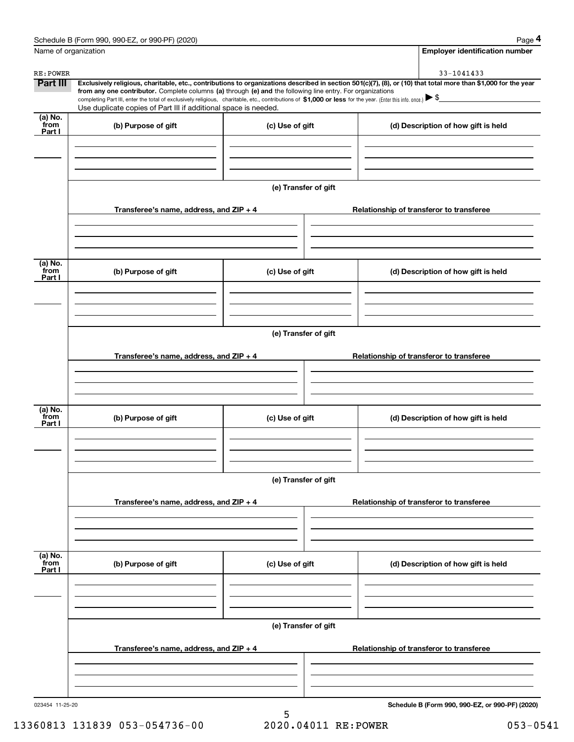Schedule B (Form 990, 990-EZ, or 990-PF) (2020)

| Name of organization | Employer identification number |
|---|---|
| RE:POWER | 33-1041433 |

**Part III** **Exclusively religious, charitable, etc., contributions to organizations described in section 501(c)(7), (8), or (10) that total more than $1,000 for the year from any one contributor.** Complete columns **(a)** through **(e) and** the following line entry. For organizations completing Part III, enter the total of exclusively religious, charitable, etc., contributions of **$1,000 or less** for the year. (Enter this info. once.) ▶ $

Use duplicate copies of Part III if additional space is needed.

| (a) No. from Part I | (b) Purpose of gift | (c) Use of gift | (d) Description of how gift is held |
|---|---|---|---|
| | | | |

(e) Transfer of gift

| Transferee's name, address, and ZIP + 4 | Relationship of transferor to transferee |
|---|---|
| | |

| (a) No. from Part I | (b) Purpose of gift | (c) Use of gift | (d) Description of how gift is held |
|---|---|---|---|
| | | | |

(e) Transfer of gift

| Transferee's name, address, and ZIP + 4 | Relationship of transferor to transferee |
|---|---|
| | |

| (a) No. from Part I | (b) Purpose of gift | (c) Use of gift | (d) Description of how gift is held |
|---|---|---|---|
| | | | |

(e) Transfer of gift

| Transferee's name, address, and ZIP + 4 | Relationship of transferor to transferee |
|---|---|
| | |

| (a) No. from Part I | (b) Purpose of gift | (c) Use of gift | (d) Description of how gift is held |
|---|---|---|---|
| | | | |

(e) Transfer of gift

| Transferee's name, address, and ZIP + 4 | Relationship of transferor to transferee |
|---|---|
| | |

023454 11-25-20

**Schedule B (Form 990, 990-EZ, or 990-PF) (2020)**

13360813 131839 053-054736-00 2020.04011 RE:POWER 053-0541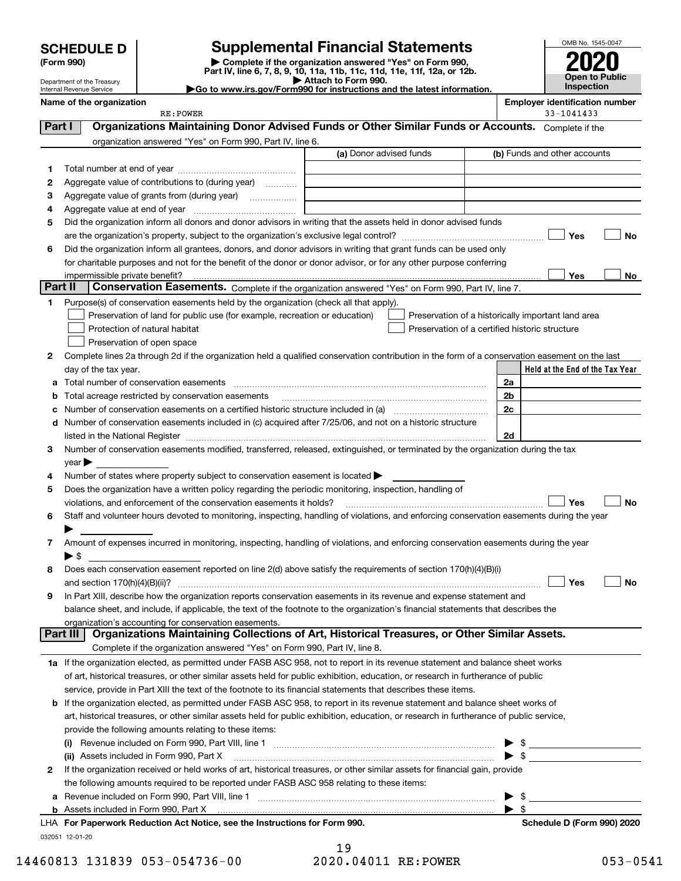**SCHEDULE D**
**(Form 990)**

Department of the Treasury
Internal Revenue Service

# Supplemental Financial Statements

▶ Complete if the organization answered "Yes" on Form 990, Part IV, line 6, 7, 8, 9, 10, 11a, 11b, 11c, 11d, 11e, 11f, 12a, or 12b.
▶ Attach to Form 990.
▶Go to www.irs.gov/Form990 for instructions and the latest information.

OMB No. 1545-0047
**2020**
**Open to Public Inspection**

**Name of the organization**
RE:POWER

**Employer identification number**
33-1041433

**Part I — Organizations Maintaining Donor Advised Funds or Other Similar Funds or Accounts.** Complete if the organization answered "Yes" on Form 990, Part IV, line 6.

| | | (a) Donor advised funds | (b) Funds and other accounts |
|---|---|---|---|
| 1 | Total number at end of year | | |
| 2 | Aggregate value of contributions to (during year) | | |
| 3 | Aggregate value of grants from (during year) | | |
| 4 | Aggregate value at end of year | | |

5 Did the organization inform all donors and donor advisors in writing that the assets held in donor advised funds are the organization's property, subject to the organization's exclusive legal control? ☐ Yes ☐ No

6 Did the organization inform all grantees, donors, and donor advisors in writing that grant funds can be used only for charitable purposes and not for the benefit of the donor or donor advisor, or for any other purpose conferring impermissible private benefit? ☐ Yes ☐ No

**Part II — Conservation Easements.** Complete if the organization answered "Yes" on Form 990, Part IV, line 7.

1 Purpose(s) of conservation easements held by the organization (check all that apply).
- ☐ Preservation of land for public use (for example, recreation or education)
- ☐ Protection of natural habitat
- ☐ Preservation of open space
- ☐ Preservation of a historically important land area
- ☐ Preservation of a certified historic structure

2 Complete lines 2a through 2d if the organization held a qualified conservation contribution in the form of a conservation easement on the last day of the tax year.

| | | | Held at the End of the Tax Year |
|---|---|---|---|
| a | Total number of conservation easements | 2a | |
| b | Total acreage restricted by conservation easements | 2b | |
| c | Number of conservation easements on a certified historic structure included in (a) | 2c | |
| d | Number of conservation easements included in (c) acquired after 7/25/06, and not on a historic structure listed in the National Register | 2d | |

3 Number of conservation easements modified, transferred, released, extinguished, or terminated by the organization during the tax year ▶

4 Number of states where property subject to conservation easement is located ▶

5 Does the organization have a written policy regarding the periodic monitoring, inspection, handling of violations, and enforcement of the conservation easements it holds? ☐ Yes ☐ No

6 Staff and volunteer hours devoted to monitoring, inspecting, handling of violations, and enforcing conservation easements during the year ▶

7 Amount of expenses incurred in monitoring, inspecting, handling of violations, and enforcing conservation easements during the year ▶ $

8 Does each conservation easement reported on line 2(d) above satisfy the requirements of section 170(h)(4)(B)(i) and section 170(h)(4)(B)(ii)? ☐ Yes ☐ No

9 In Part XIII, describe how the organization reports conservation easements in its revenue and expense statement and balance sheet, and include, if applicable, the text of the footnote to the organization's financial statements that describes the organization's accounting for conservation easements.

**Part III — Organizations Maintaining Collections of Art, Historical Treasures, or Other Similar Assets.** Complete if the organization answered "Yes" on Form 990, Part IV, line 8.

1a If the organization elected, as permitted under FASB ASC 958, not to report in its revenue statement and balance sheet works of art, historical treasures, or other similar assets held for public exhibition, education, or research in furtherance of public service, provide in Part XIII the text of the footnote to its financial statements that describes these items.

b If the organization elected, as permitted under FASB ASC 958, to report in its revenue statement and balance sheet works of art, historical treasures, or other similar assets held for public exhibition, education, or research in furtherance of public service, provide the following amounts relating to these items:

(i) Revenue included on Form 990, Part VIII, line 1 ▶ $

(ii) Assets included in Form 990, Part X ▶ $

2 If the organization received or held works of art, historical treasures, or other similar assets for financial gain, provide the following amounts required to be reported under FASB ASC 958 relating to these items:

a Revenue included on Form 990, Part VIII, line 1 ▶ $

b Assets included in Form 990, Part X ▶ $

LHA **For Paperwork Reduction Act Notice, see the Instructions for Form 990.** **Schedule D (Form 990) 2020**

032051 12-01-20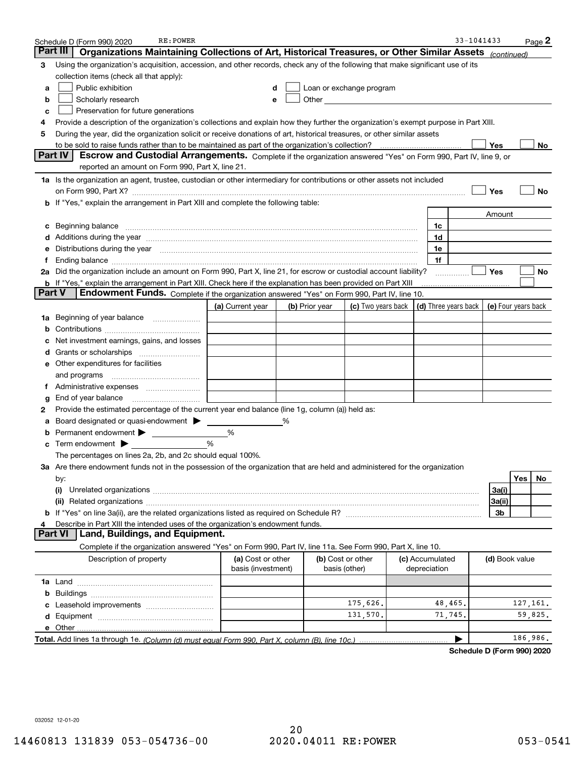Schedule D (Form 990) 2020 RE:POWER 33-1041433 Page 2

## Part III Organizations Maintaining Collections of Art, Historical Treasures, or Other Similar Assets *(continued)*

**3** Using the organization's acquisition, accession, and other records, check any of the following that make significant use of its collection items (check all that apply):

- **a** ☐ Public exhibition
- **b** ☐ Scholarly research
- **c** ☐ Preservation for future generations
- **d** ☐ Loan or exchange program
- **e** ☐ Other

**4** Provide a description of the organization's collections and explain how they further the organization's exempt purpose in Part XIII.

**5** During the year, did the organization solicit or receive donations of art, historical treasures, or other similar assets to be sold to raise funds rather than to be maintained as part of the organization's collection? ☐ Yes ☐ No

## Part IV Escrow and Custodial Arrangements.

Complete if the organization answered "Yes" on Form 990, Part IV, line 9, or reported an amount on Form 990, Part X, line 21.

**1a** Is the organization an agent, trustee, custodian or other intermediary for contributions or other assets not included on Form 990, Part X? ☐ Yes ☐ No

**b** If "Yes," explain the arrangement in Part XIII and complete the following table:

| | | Amount |
|---|---|---|
| **c** Beginning balance | 1c | |
| **d** Additions during the year | 1d | |
| **e** Distributions during the year | 1e | |
| **f** Ending balance | 1f | |

**2a** Did the organization include an amount on Form 990, Part X, line 21, for escrow or custodial account liability? ☐ Yes ☐ No

**b** If "Yes," explain the arrangement in Part XIII. Check here if the explanation has been provided on Part XIII ☐

## Part V Endowment Funds.

Complete if the organization answered "Yes" on Form 990, Part IV, line 10.

| | (a) Current year | (b) Prior year | (c) Two years back | (d) Three years back | (e) Four years back |
|---|---|---|---|---|---|
| **1a** Beginning of year balance | | | | | |
| **b** Contributions | | | | | |
| **c** Net investment earnings, gains, and losses | | | | | |
| **d** Grants or scholarships | | | | | |
| **e** Other expenditures for facilities and programs | | | | | |
| **f** Administrative expenses | | | | | |
| **g** End of year balance | | | | | |

**2** Provide the estimated percentage of the current year end balance (line 1g, column (a)) held as:

- **a** Board designated or quasi-endowment ▶ ______ %
- **b** Permanent endowment ▶ ______ %
- **c** Term endowment ▶ ______ %

The percentages on lines 2a, 2b, and 2c should equal 100%.

**3a** Are there endowment funds not in the possession of the organization that are held and administered for the organization by:

| | | Yes | No |
|---|---|---|---|
| **(i)** Unrelated organizations | 3a(i) | | |
| **(ii)** Related organizations | 3a(ii) | | |
| **b** If "Yes" on line 3a(ii), are the related organizations listed as required on Schedule R? | 3b | | |

**4** Describe in Part XIII the intended uses of the organization's endowment funds.

## Part VI Land, Buildings, and Equipment.

Complete if the organization answered "Yes" on Form 990, Part IV, line 11a. See Form 990, Part X, line 10.

| Description of property | (a) Cost or other basis (investment) | (b) Cost or other basis (other) | (c) Accumulated depreciation | (d) Book value |
|---|---|---|---|---|
| **1a** Land | | | | |
| **b** Buildings | | | | |
| **c** Leasehold improvements | | 175,626. | 48,465. | 127,161. |
| **d** Equipment | | 131,570. | 71,745. | 59,825. |
| **e** Other | | | | |
| **Total.** Add lines 1a through 1e. *(Column (d) must equal Form 990, Part X, column (B), line 10c.)* ▶ | | | | 186,986. |

**Schedule D (Form 990) 2020**

032052 12-01-20

14460813 131839 053-054736-00 2020.04011 RE:POWER 053-0541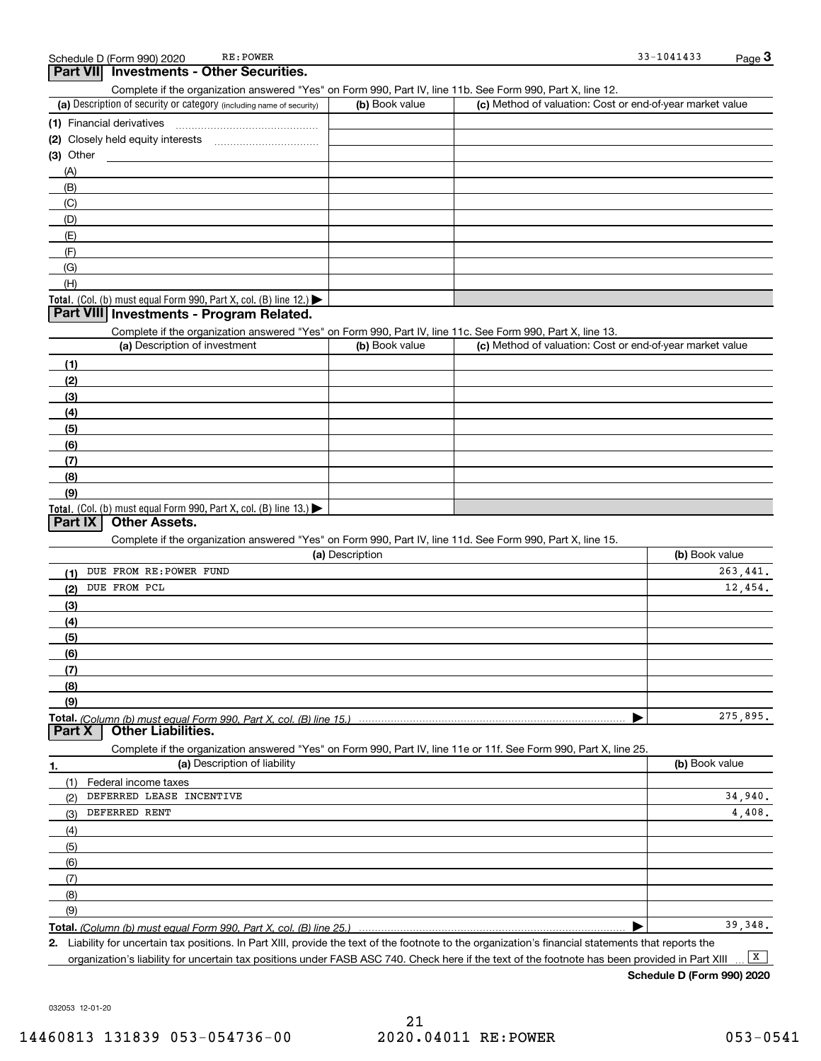## Part VII Investments - Other Securities.

Complete if the organization answered "Yes" on Form 990, Part IV, line 11b. See Form 990, Part X, line 12.

| (a) Description of security or category (including name of security) | (b) Book value | (c) Method of valuation: Cost or end-of-year market value |
|---|---|---|
| (1) Financial derivatives | | |
| (2) Closely held equity interests | | |
| (3) Other | | |
| (A) | | |
| (B) | | |
| (C) | | |
| (D) | | |
| (E) | | |
| (F) | | |
| (G) | | |
| (H) | | |
| **Total.** (Col. (b) must equal Form 990, Part X, col. (B) line 12.) | | |

## Part VIII Investments - Program Related.

Complete if the organization answered "Yes" on Form 990, Part IV, line 11c. See Form 990, Part X, line 13.

| (a) Description of investment | (b) Book value | (c) Method of valuation: Cost or end-of-year market value |
|---|---|---|
| (1) | | |
| (2) | | |
| (3) | | |
| (4) | | |
| (5) | | |
| (6) | | |
| (7) | | |
| (8) | | |
| (9) | | |
| **Total.** (Col. (b) must equal Form 990, Part X, col. (B) line 13.) | | |

## Part IX Other Assets.

Complete if the organization answered "Yes" on Form 990, Part IV, line 11d. See Form 990, Part X, line 15.

| (a) Description | (b) Book value |
|---|---|
| (1) DUE FROM RE:POWER FUND | 263,441. |
| (2) DUE FROM PCL | 12,454. |
| (3) | |
| (4) | |
| (5) | |
| (6) | |
| (7) | |
| (8) | |
| (9) | |
| **Total.** *(Column (b) must equal Form 990, Part X, col. (B) line 15.)* | 275,895. |

## Part X Other Liabilities.

Complete if the organization answered "Yes" on Form 990, Part IV, line 11e or 11f. See Form 990, Part X, line 25.

| 1. (a) Description of liability | (b) Book value |
|---|---|
| (1) Federal income taxes | |
| (2) DEFERRED LEASE INCENTIVE | 34,940. |
| (3) DEFERRED RENT | 4,408. |
| (4) | |
| (5) | |
| (6) | |
| (7) | |
| (8) | |
| (9) | |
| **Total.** *(Column (b) must equal Form 990, Part X, col. (B) line 25.)* | 39,348. |

2. Liability for uncertain tax positions. In Part XIII, provide the text of the footnote to the organization's financial statements that reports the organization's liability for uncertain tax positions under FASB ASC 740. Check here if the text of the footnote has been provided in Part XIII ... [X]

**Schedule D (Form 990) 2020**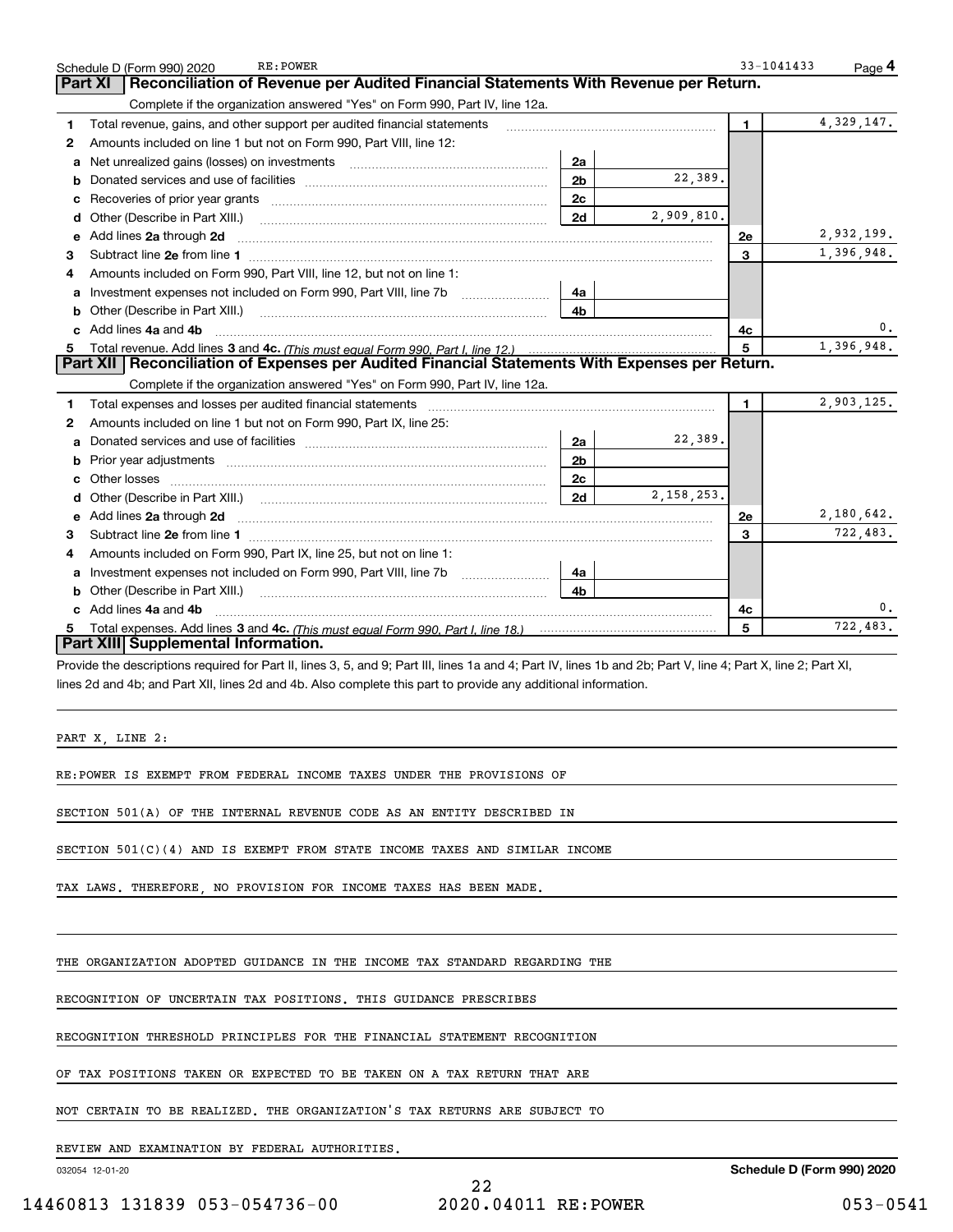Schedule D (Form 990) 2020 RE:POWER 33-1041433

## Part XI Reconciliation of Revenue per Audited Financial Statements With Revenue per Return.

Complete if the organization answered "Yes" on Form 990, Part IV, line 12a.

| | | | | | |
|---|---|---|---|---|---|
| 1 | Total revenue, gains, and other support per audited financial statements | | | 1 | 4,329,147. |
| 2 | Amounts included on line 1 but not on Form 990, Part VIII, line 12: | | | | |
| a | Net unrealized gains (losses) on investments | 2a | | | |
| b | Donated services and use of facilities | 2b | 22,389. | | |
| c | Recoveries of prior year grants | 2c | | | |
| d | Other (Describe in Part XIII.) | 2d | 2,909,810. | | |
| e | Add lines 2a through 2d | | | 2e | 2,932,199. |
| 3 | Subtract line 2e from line 1 | | | 3 | 1,396,948. |
| 4 | Amounts included on Form 990, Part VIII, line 12, but not on line 1: | | | | |
| a | Investment expenses not included on Form 990, Part VIII, line 7b | 4a | | | |
| b | Other (Describe in Part XIII.) | 4b | | | |
| c | Add lines 4a and 4b | | | 4c | 0. |
| 5 | Total revenue. Add lines 3 and 4c. *(This must equal Form 990, Part I, line 12.)* | | | 5 | 1,396,948. |

## Part XII Reconciliation of Expenses per Audited Financial Statements With Expenses per Return.

Complete if the organization answered "Yes" on Form 990, Part IV, line 12a.

| | | | | | |
|---|---|---|---|---|---|
| 1 | Total expenses and losses per audited financial statements | | | 1 | 2,903,125. |
| 2 | Amounts included on line 1 but not on Form 990, Part IX, line 25: | | | | |
| a | Donated services and use of facilities | 2a | 22,389. | | |
| b | Prior year adjustments | 2b | | | |
| c | Other losses | 2c | | | |
| d | Other (Describe in Part XIII.) | 2d | 2,158,253. | | |
| e | Add lines 2a through 2d | | | 2e | 2,180,642. |
| 3 | Subtract line 2e from line 1 | | | 3 | 722,483. |
| 4 | Amounts included on Form 990, Part IX, line 25, but not on line 1: | | | | |
| a | Investment expenses not included on Form 990, Part VIII, line 7b | 4a | | | |
| b | Other (Describe in Part XIII.) | 4b | | | |
| c | Add lines 4a and 4b | | | 4c | 0. |
| 5 | Total expenses. Add lines 3 and 4c. *(This must equal Form 990, Part I, line 18.)* | | | 5 | 722,483. |

## Part XIII Supplemental Information.

Provide the descriptions required for Part II, lines 3, 5, and 9; Part III, lines 1a and 4; Part IV, lines 1b and 2b; Part V, line 4; Part X, line 2; Part XI, lines 2d and 4b; and Part XII, lines 2d and 4b. Also complete this part to provide any additional information.

PART X, LINE 2:

RE:POWER IS EXEMPT FROM FEDERAL INCOME TAXES UNDER THE PROVISIONS OF SECTION 501(A) OF THE INTERNAL REVENUE CODE AS AN ENTITY DESCRIBED IN SECTION 501(C)(4) AND IS EXEMPT FROM STATE INCOME TAXES AND SIMILAR INCOME TAX LAWS. THEREFORE, NO PROVISION FOR INCOME TAXES HAS BEEN MADE.

THE ORGANIZATION ADOPTED GUIDANCE IN THE INCOME TAX STANDARD REGARDING THE RECOGNITION OF UNCERTAIN TAX POSITIONS. THIS GUIDANCE PRESCRIBES RECOGNITION THRESHOLD PRINCIPLES FOR THE FINANCIAL STATEMENT RECOGNITION OF TAX POSITIONS TAKEN OR EXPECTED TO BE TAKEN ON A TAX RETURN THAT ARE NOT CERTAIN TO BE REALIZED. THE ORGANIZATION'S TAX RETURNS ARE SUBJECT TO REVIEW AND EXAMINATION BY FEDERAL AUTHORITIES.

032054 12-01-20 Schedule D (Form 990) 2020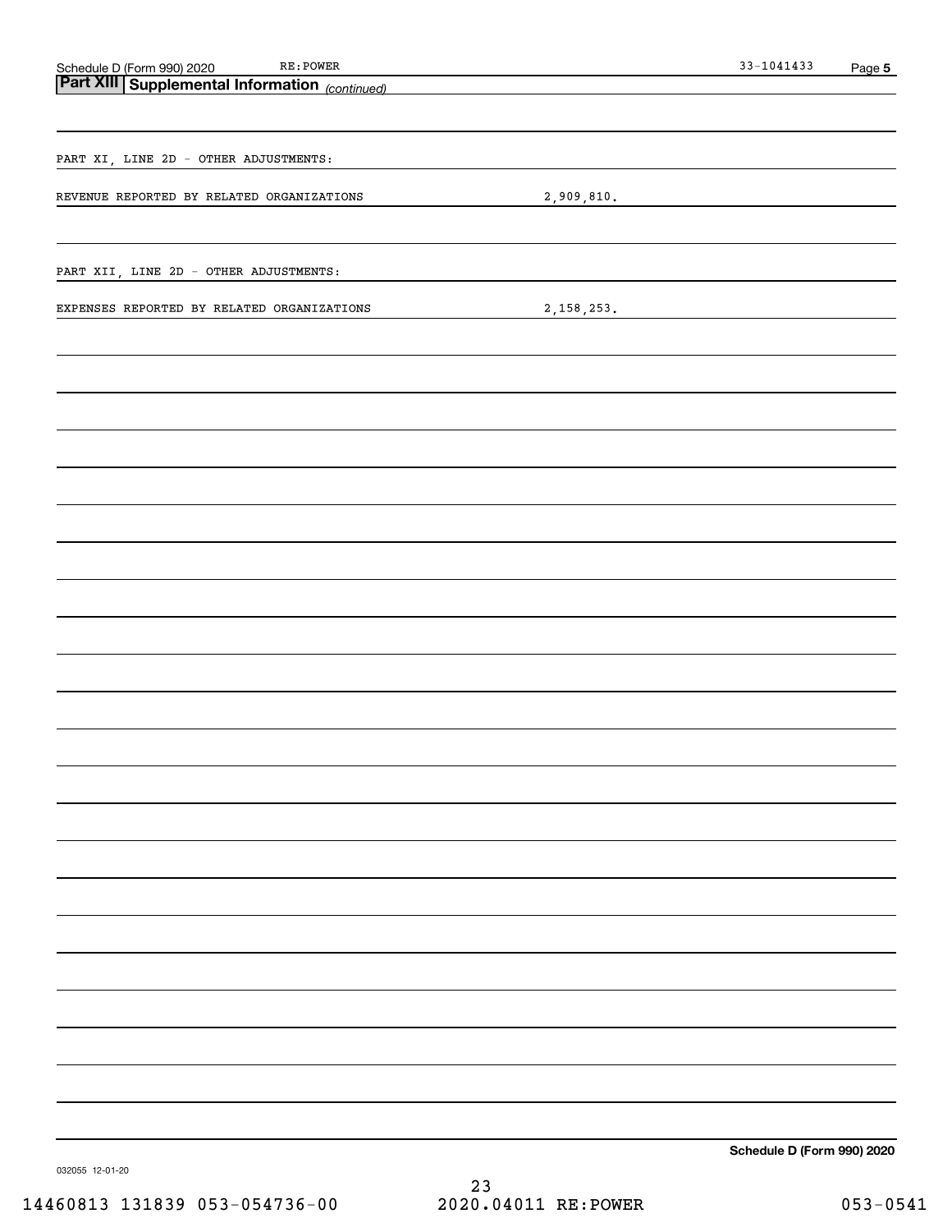## Part XIII Supplemental Information *(continued)*

PART XI, LINE 2D - OTHER ADJUSTMENTS:

| | |
|---|---|
| REVENUE REPORTED BY RELATED ORGANIZATIONS | 2,909,810. |

PART XII, LINE 2D - OTHER ADJUSTMENTS:

| | |
|---|---|
| EXPENSES REPORTED BY RELATED ORGANIZATIONS | 2,158,253. |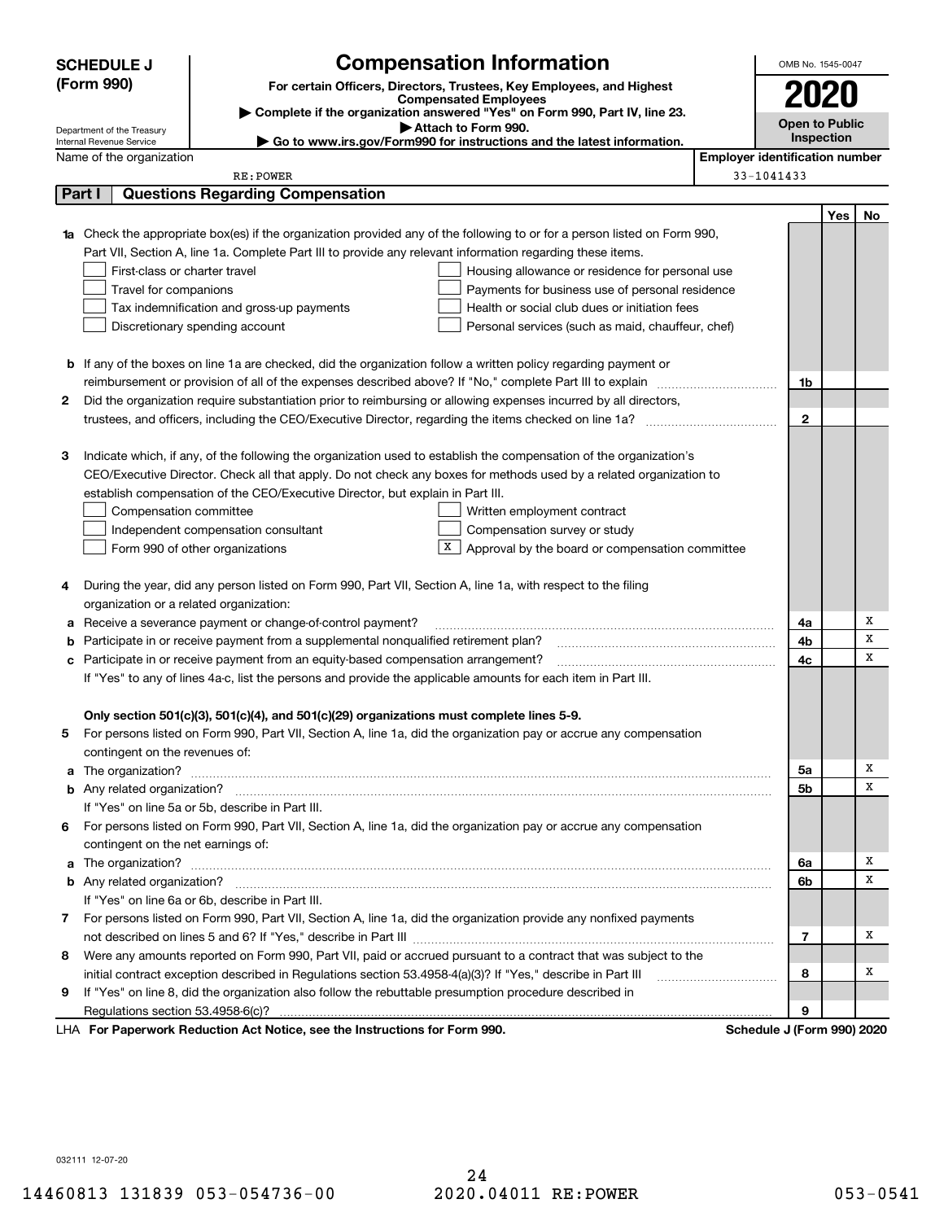# SCHEDULE J (Form 990)

## Compensation Information

**For certain Officers, Directors, Trustees, Key Employees, and Highest Compensated Employees**

▶ Complete if the organization answered "Yes" on Form 990, Part IV, line 23.

▶ Attach to Form 990.

▶ Go to www.irs.gov/Form990 for instructions and the latest information.

Department of the Treasury
Internal Revenue Service

OMB No. 1545-0047

**2020**

**Open to Public Inspection**

Name of the organization: RE:POWER

Employer identification number: 33-1041433

### Part I — Questions Regarding Compensation

| | | | Yes | No |
|---|---|---|---|---|
| **1a** | Check the appropriate box(es) if the organization provided any of the following to or for a person listed on Form 990, Part VII, Section A, line 1a. Complete Part III to provide any relevant information regarding these items.<br>☐ First-class or charter travel ☐ Housing allowance or residence for personal use<br>☐ Travel for companions ☐ Payments for business use of personal residence<br>☐ Tax indemnification and gross-up payments ☐ Health or social club dues or initiation fees<br>☐ Discretionary spending account ☐ Personal services (such as maid, chauffeur, chef) | | | |
| **b** | If any of the boxes on line 1a are checked, did the organization follow a written policy regarding payment or reimbursement or provision of all of the expenses described above? If "No," complete Part III to explain | 1b | | |
| **2** | Did the organization require substantiation prior to reimbursing or allowing expenses incurred by all directors, trustees, and officers, including the CEO/Executive Director, regarding the items checked on line 1a? | 2 | | |
| **3** | Indicate which, if any, of the following the organization used to establish the compensation of the organization's CEO/Executive Director. Check all that apply. Do not check any boxes for methods used by a related organization to establish compensation of the CEO/Executive Director, but explain in Part III.<br>☐ Compensation committee ☐ Written employment contract<br>☐ Independent compensation consultant ☐ Compensation survey or study<br>☐ Form 990 of other organizations ☒ Approval by the board or compensation committee | | | |
| **4** | During the year, did any person listed on Form 990, Part VII, Section A, line 1a, with respect to the filing organization or a related organization: | | | |
| **a** | Receive a severance payment or change-of-control payment? | 4a | | X |
| **b** | Participate in or receive payment from a supplemental nonqualified retirement plan? | 4b | | X |
| **c** | Participate in or receive payment from an equity-based compensation arrangement? | 4c | | X |
| | If "Yes" to any of lines 4a-c, list the persons and provide the applicable amounts for each item in Part III. | | | |
| | **Only section 501(c)(3), 501(c)(4), and 501(c)(29) organizations must complete lines 5-9.** | | | |
| **5** | For persons listed on Form 990, Part VII, Section A, line 1a, did the organization pay or accrue any compensation contingent on the revenues of: | | | |
| **a** | The organization? | 5a | | X |
| **b** | Any related organization? | 5b | | X |
| | If "Yes" on line 5a or 5b, describe in Part III. | | | |
| **6** | For persons listed on Form 990, Part VII, Section A, line 1a, did the organization pay or accrue any compensation contingent on the net earnings of: | | | |
| **a** | The organization? | 6a | | X |
| **b** | Any related organization? | 6b | | X |
| | If "Yes" on line 6a or 6b, describe in Part III. | | | |
| **7** | For persons listed on Form 990, Part VII, Section A, line 1a, did the organization provide any nonfixed payments not described on lines 5 and 6? If "Yes," describe in Part III | 7 | | X |
| **8** | Were any amounts reported on Form 990, Part VII, paid or accrued pursuant to a contract that was subject to the initial contract exception described in Regulations section 53.4958-4(a)(3)? If "Yes," describe in Part III | 8 | | X |
| **9** | If "Yes" on line 8, did the organization also follow the rebuttable presumption procedure described in Regulations section 53.4958-6(c)? | 9 | | |

LHA **For Paperwork Reduction Act Notice, see the Instructions for Form 990.** **Schedule J (Form 990) 2020**

032111 12-07-20

14460813 131839 053-054736-00 2020.04011 RE:POWER 053-0541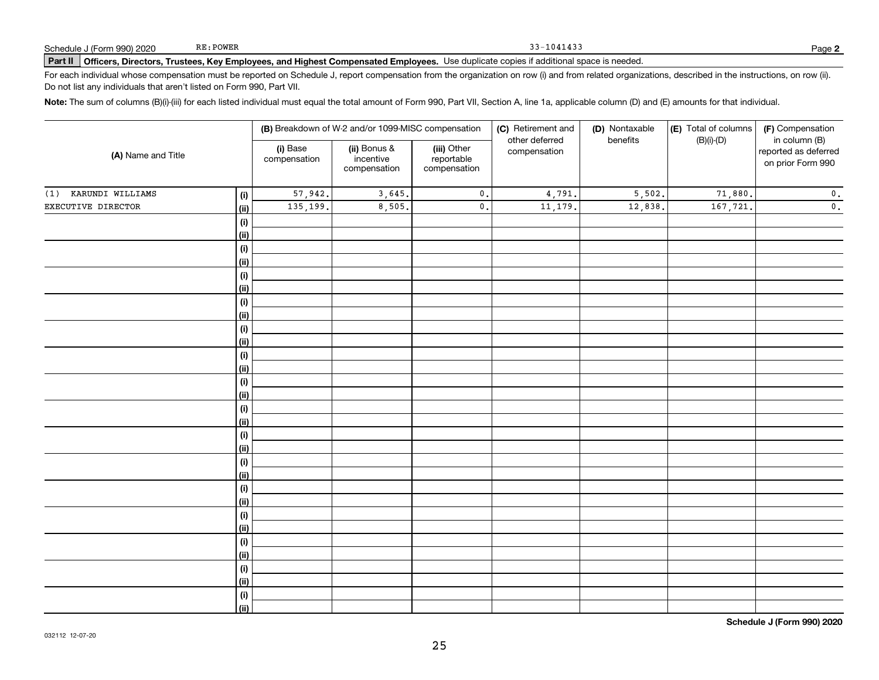Schedule J (Form 990) 2020 RE:POWER 33-1041433 Page **2**

**Part II** **Officers, Directors, Trustees, Key Employees, and Highest Compensated Employees.** Use duplicate copies if additional space is needed.

For each individual whose compensation must be reported on Schedule J, report compensation from the organization on row (i) and from related organizations, described in the instructions, on row (ii). Do not list any individuals that aren't listed on Form 990, Part VII.

**Note:** The sum of columns (B)(i)-(iii) for each listed individual must equal the total amount of Form 990, Part VII, Section A, line 1a, applicable column (D) and (E) amounts for that individual.

| (A) Name and Title | | (B) Breakdown of W-2 and/or 1099-MISC compensation | | | (C) Retirement and other deferred compensation | (D) Nontaxable benefits | (E) Total of columns (B)(i)-(D) | (F) Compensation in column (B) reported as deferred on prior Form 990 |
|---|---|---|---|---|---|---|---|---|
| | | (i) Base compensation | (ii) Bonus & incentive compensation | (iii) Other reportable compensation | | | | |
| (1) KARUNDI WILLIAMS | (i) | 57,942. | 3,645. | 0. | 4,791. | 5,502. | 71,880. | 0. |
| EXECUTIVE DIRECTOR | (ii) | 135,199. | 8,505. | 0. | 11,179. | 12,838. | 167,721. | 0. |
| | (i) | | | | | | | |
| | (ii) | | | | | | | |
| | (i) | | | | | | | |
| | (ii) | | | | | | | |
| | (i) | | | | | | | |
| | (ii) | | | | | | | |
| | (i) | | | | | | | |
| | (ii) | | | | | | | |
| | (i) | | | | | | | |
| | (ii) | | | | | | | |
| | (i) | | | | | | | |
| | (ii) | | | | | | | |
| | (i) | | | | | | | |
| | (ii) | | | | | | | |
| | (i) | | | | | | | |
| | (ii) | | | | | | | |
| | (i) | | | | | | | |
| | (ii) | | | | | | | |
| | (i) | | | | | | | |
| | (ii) | | | | | | | |
| | (i) | | | | | | | |
| | (ii) | | | | | | | |
| | (i) | | | | | | | |
| | (ii) | | | | | | | |
| | (i) | | | | | | | |
| | (ii) | | | | | | | |
| | (i) | | | | | | | |
| | (ii) | | | | | | | |
| | (i) | | | | | | | |
| | (ii) | | | | | | | |

**Schedule J (Form 990) 2020**

032112 12-07-20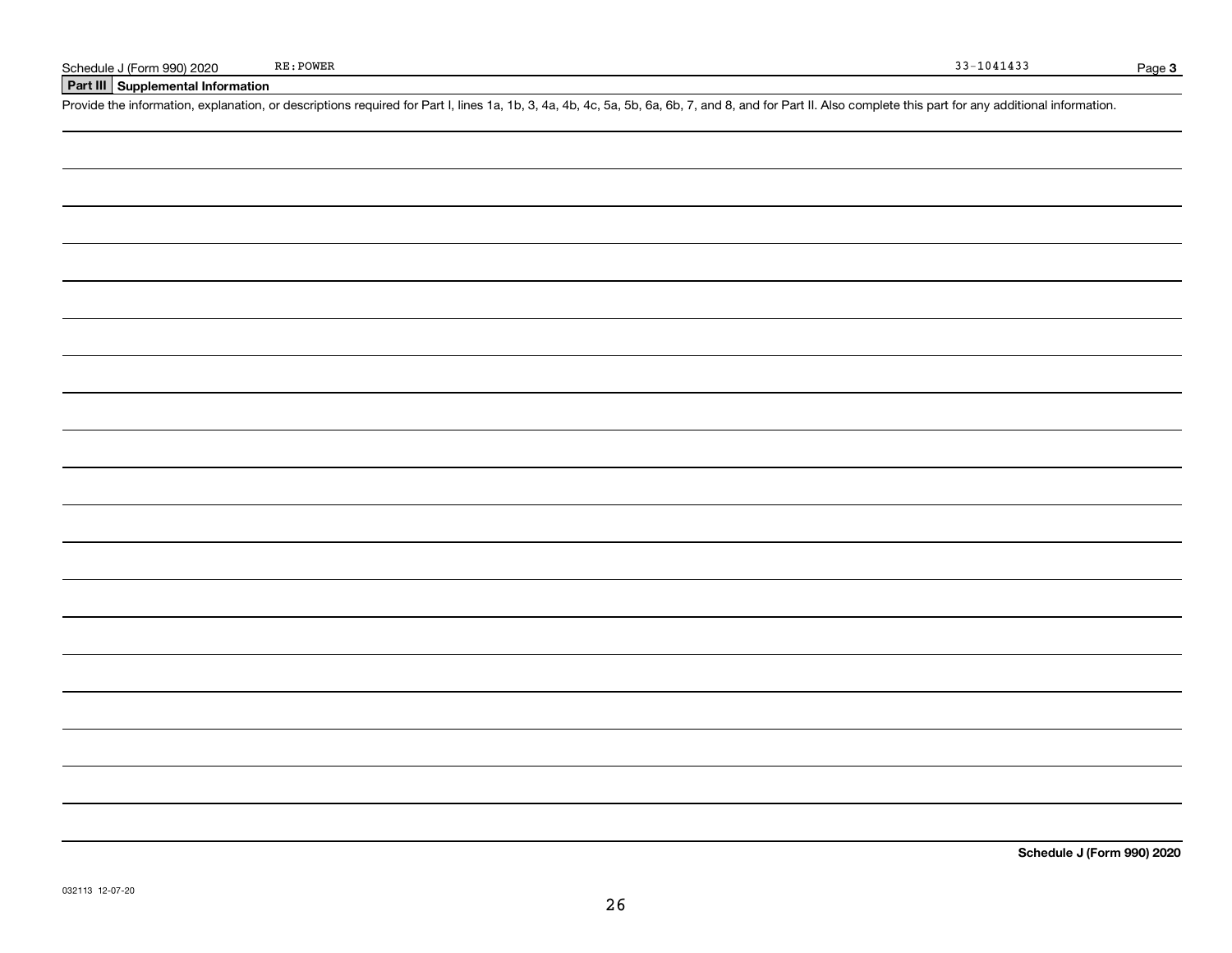## Part III Supplemental Information

Provide the information, explanation, or descriptions required for Part I, lines 1a, 1b, 3, 4a, 4b, 4c, 5a, 5b, 6a, 6b, 7, and 8, and for Part II. Also complete this part for any additional information.

032113 12-07-20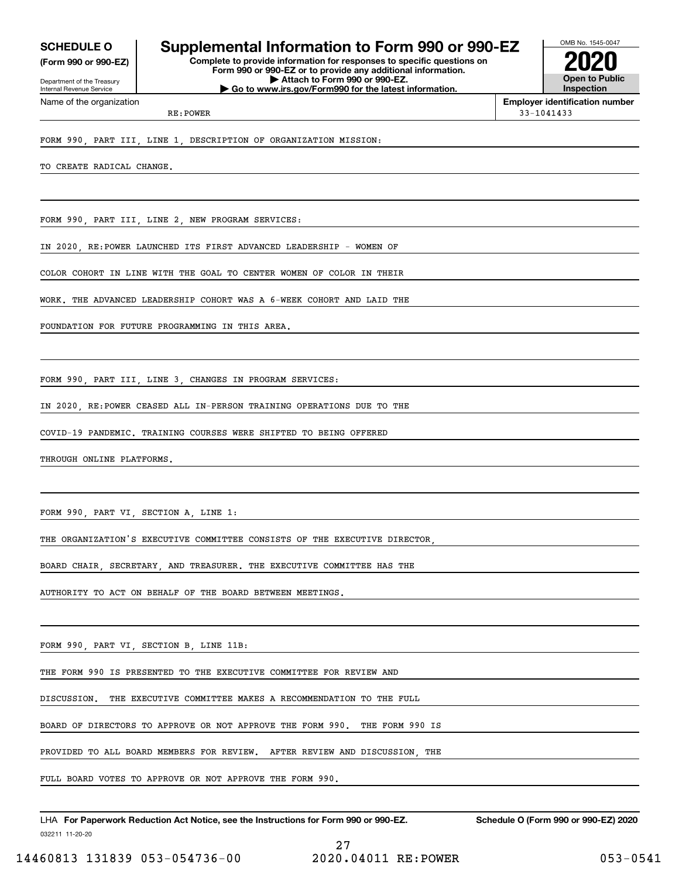**SCHEDULE O**
**(Form 990 or 990-EZ)**

Department of the Treasury
Internal Revenue Service

# Supplemental Information to Form 990 or 990-EZ

**Complete to provide information for responses to specific questions on Form 990 or 990-EZ or to provide any additional information.**
**▶ Attach to Form 990 or 990-EZ.**
**▶ Go to www.irs.gov/Form990 for the latest information.**

OMB No. 1545-0047

**2020**

**Open to Public Inspection**

| Name of the organization | Employer identification number |
|---|---|
| RE:POWER | 33-1041433 |

FORM 990, PART III, LINE 1, DESCRIPTION OF ORGANIZATION MISSION:

TO CREATE RADICAL CHANGE.

FORM 990, PART III, LINE 2, NEW PROGRAM SERVICES:

IN 2020, RE:POWER LAUNCHED ITS FIRST ADVANCED LEADERSHIP - WOMEN OF COLOR COHORT IN LINE WITH THE GOAL TO CENTER WOMEN OF COLOR IN THEIR WORK. THE ADVANCED LEADERSHIP COHORT WAS A 6-WEEK COHORT AND LAID THE FOUNDATION FOR FUTURE PROGRAMMING IN THIS AREA.

FORM 990, PART III, LINE 3, CHANGES IN PROGRAM SERVICES:

IN 2020, RE:POWER CEASED ALL IN-PERSON TRAINING OPERATIONS DUE TO THE COVID-19 PANDEMIC. TRAINING COURSES WERE SHIFTED TO BEING OFFERED THROUGH ONLINE PLATFORMS.

FORM 990, PART VI, SECTION A, LINE 1:

THE ORGANIZATION'S EXECUTIVE COMMITTEE CONSISTS OF THE EXECUTIVE DIRECTOR, BOARD CHAIR, SECRETARY, AND TREASURER. THE EXECUTIVE COMMITTEE HAS THE AUTHORITY TO ACT ON BEHALF OF THE BOARD BETWEEN MEETINGS.

FORM 990, PART VI, SECTION B, LINE 11B:

THE FORM 990 IS PRESENTED TO THE EXECUTIVE COMMITTEE FOR REVIEW AND DISCUSSION. THE EXECUTIVE COMMITTEE MAKES A RECOMMENDATION TO THE FULL BOARD OF DIRECTORS TO APPROVE OR NOT APPROVE THE FORM 990. THE FORM 990 IS PROVIDED TO ALL BOARD MEMBERS FOR REVIEW. AFTER REVIEW AND DISCUSSION, THE FULL BOARD VOTES TO APPROVE OR NOT APPROVE THE FORM 990.

LHA **For Paperwork Reduction Act Notice, see the Instructions for Form 990 or 990-EZ.** **Schedule O (Form 990 or 990-EZ) 2020**

032211 11-20-20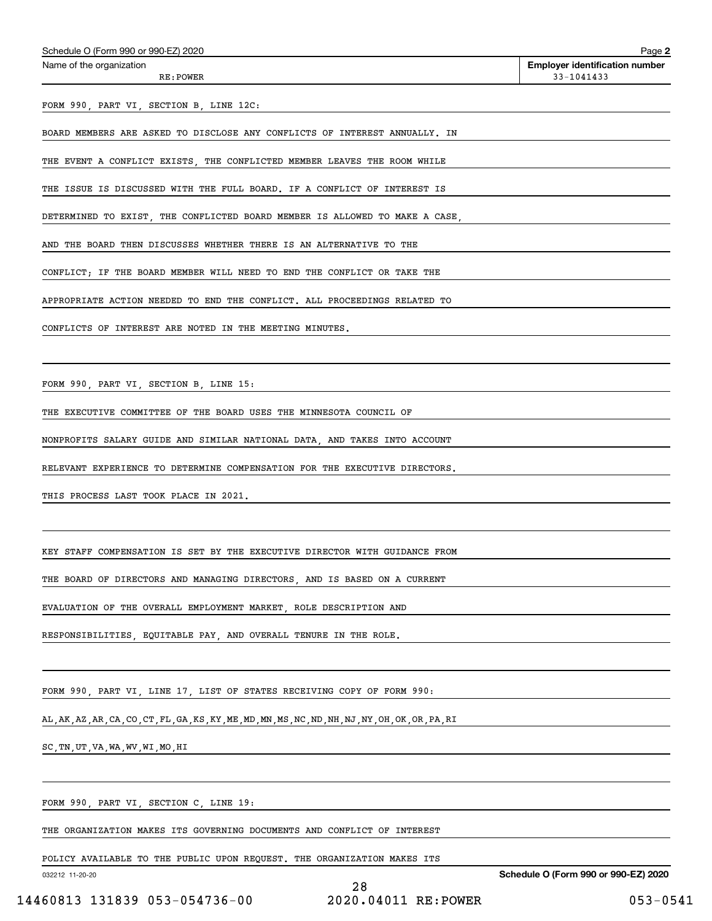Name of the organization: RE:POWER

Employer identification number: 33-1041433

FORM 990, PART VI, SECTION B, LINE 12C:

BOARD MEMBERS ARE ASKED TO DISCLOSE ANY CONFLICTS OF INTEREST ANNUALLY. IN THE EVENT A CONFLICT EXISTS, THE CONFLICTED MEMBER LEAVES THE ROOM WHILE THE ISSUE IS DISCUSSED WITH THE FULL BOARD. IF A CONFLICT OF INTEREST IS DETERMINED TO EXIST, THE CONFLICTED BOARD MEMBER IS ALLOWED TO MAKE A CASE, AND THE BOARD THEN DISCUSSES WHETHER THERE IS AN ALTERNATIVE TO THE CONFLICT; IF THE BOARD MEMBER WILL NEED TO END THE CONFLICT OR TAKE THE APPROPRIATE ACTION NEEDED TO END THE CONFLICT. ALL PROCEEDINGS RELATED TO CONFLICTS OF INTEREST ARE NOTED IN THE MEETING MINUTES.

FORM 990, PART VI, SECTION B, LINE 15:

THE EXECUTIVE COMMITTEE OF THE BOARD USES THE MINNESOTA COUNCIL OF NONPROFITS SALARY GUIDE AND SIMILAR NATIONAL DATA, AND TAKES INTO ACCOUNT RELEVANT EXPERIENCE TO DETERMINE COMPENSATION FOR THE EXECUTIVE DIRECTORS. THIS PROCESS LAST TOOK PLACE IN 2021.

KEY STAFF COMPENSATION IS SET BY THE EXECUTIVE DIRECTOR WITH GUIDANCE FROM THE BOARD OF DIRECTORS AND MANAGING DIRECTORS, AND IS BASED ON A CURRENT EVALUATION OF THE OVERALL EMPLOYMENT MARKET, ROLE DESCRIPTION AND RESPONSIBILITIES, EQUITABLE PAY, AND OVERALL TENURE IN THE ROLE.

FORM 990, PART VI, LINE 17, LIST OF STATES RECEIVING COPY OF FORM 990:

AL,AK,AZ,AR,CA,CO,CT,FL,GA,KS,KY,ME,MD,MN,MS,NC,ND,NH,NJ,NY,OH,OK,OR,PA,RI SC,TN,UT,VA,WA,WV,WI,MO,HI

FORM 990, PART VI, SECTION C, LINE 19:

THE ORGANIZATION MAKES ITS GOVERNING DOCUMENTS AND CONFLICT OF INTEREST POLICY AVAILABLE TO THE PUBLIC UPON REQUEST. THE ORGANIZATION MAKES ITS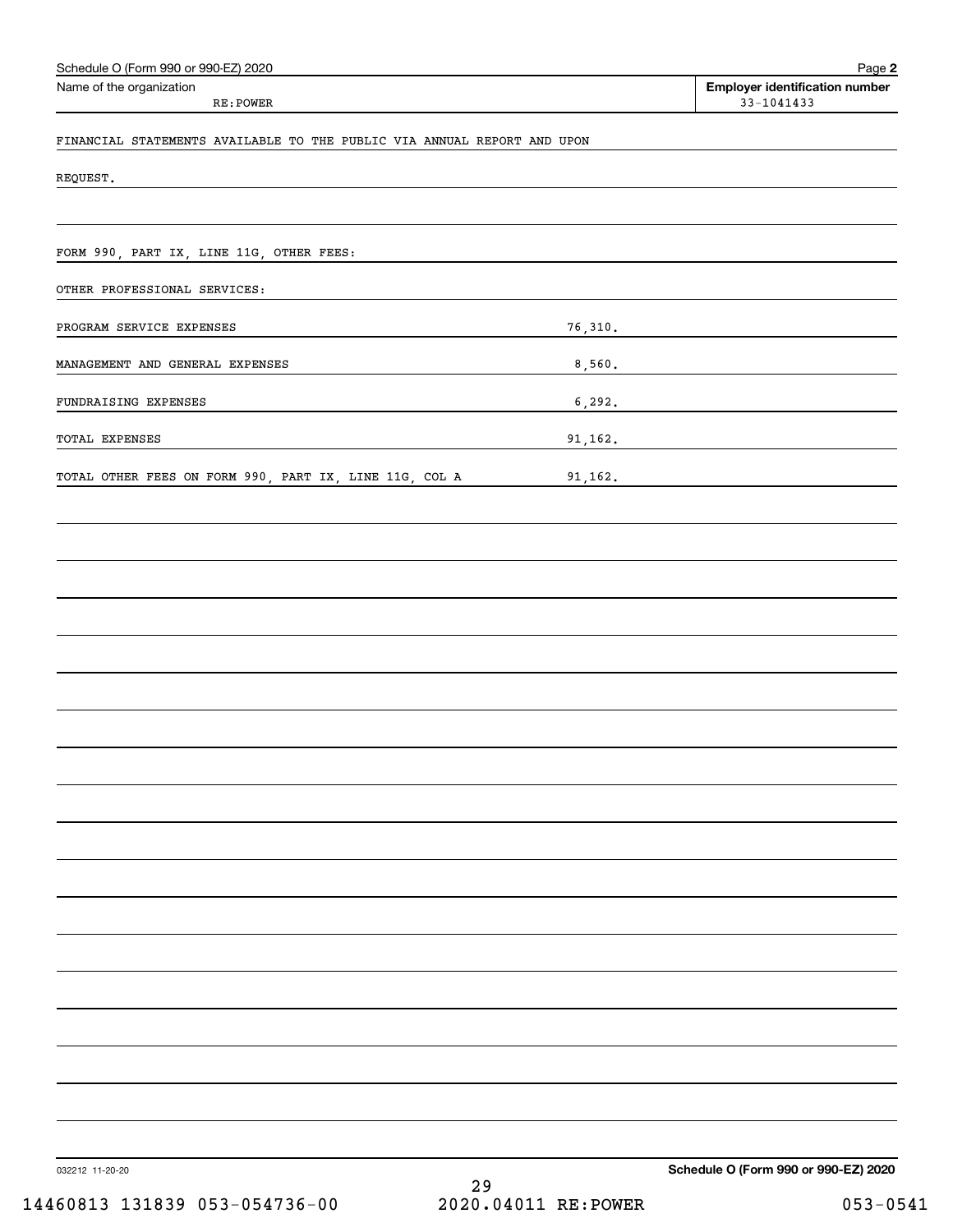Schedule O (Form 990 or 990-EZ) 2020

Name of the organization: RE:POWER

Employer identification number: 33-1041433

FINANCIAL STATEMENTS AVAILABLE TO THE PUBLIC VIA ANNUAL REPORT AND UPON REQUEST.

FORM 990, PART IX, LINE 11G, OTHER FEES:

OTHER PROFESSIONAL SERVICES:

| | |
|---|---|
| PROGRAM SERVICE EXPENSES | 76,310. |
| MANAGEMENT AND GENERAL EXPENSES | 8,560. |
| FUNDRAISING EXPENSES | 6,292. |
| TOTAL EXPENSES | 91,162. |
| TOTAL OTHER FEES ON FORM 990, PART IX, LINE 11G, COL A | 91,162. |

032212 11-20-20

Schedule O (Form 990 or 990-EZ) 2020

14460813 131839 053-054736-00 2020.04011 RE:POWER 053-0541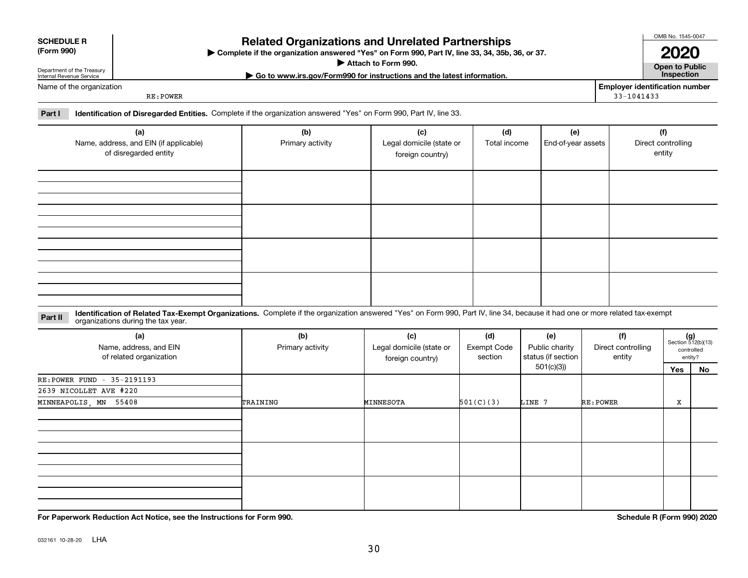**SCHEDULE R (Form 990)**

Department of the Treasury
Internal Revenue Service

# Related Organizations and Unrelated Partnerships

▶ Complete if the organization answered "Yes" on Form 990, Part IV, line 33, 34, 35b, 36, or 37.

▶ Attach to Form 990.

▶ Go to www.irs.gov/Form990 for instructions and the latest information.

OMB No. 1545-0047

**2020**

**Open to Public Inspection**

Name of the organization: RE:POWER

Employer identification number: 33-1041433

**Part I** **Identification of Disregarded Entities.** Complete if the organization answered "Yes" on Form 990, Part IV, line 33.

| (a) Name, address, and EIN (if applicable) of disregarded entity | (b) Primary activity | (c) Legal domicile (state or foreign country) | (d) Total income | (e) End-of-year assets | (f) Direct controlling entity |
|---|---|---|---|---|---|
| | | | | | |
| | | | | | |
| | | | | | |
| | | | | | |

**Part II** **Identification of Related Tax-Exempt Organizations.** Complete if the organization answered "Yes" on Form 990, Part IV, line 34, because it had one or more related tax-exempt organizations during the tax year.

| (a) Name, address, and EIN of related organization | (b) Primary activity | (c) Legal domicile (state or foreign country) | (d) Exempt Code section | (e) Public charity status (if section 501(c)(3)) | (f) Direct controlling entity | (g) Section 512(b)(13) controlled entity? Yes | No |
|---|---|---|---|---|---|---|---|
| RE:POWER FUND - 35-2191193<br>2639 NICOLLET AVE #220<br>MINNEAPOLIS, MN 55408 | TRAINING | MINNESOTA | 501(C)(3) | LINE 7 | RE:POWER | X | |
| | | | | | | | |
| | | | | | | | |
| | | | | | | | |

**For Paperwork Reduction Act Notice, see the Instructions for Form 990.**

**Schedule R (Form 990) 2020**

032161 10-28-20 LHA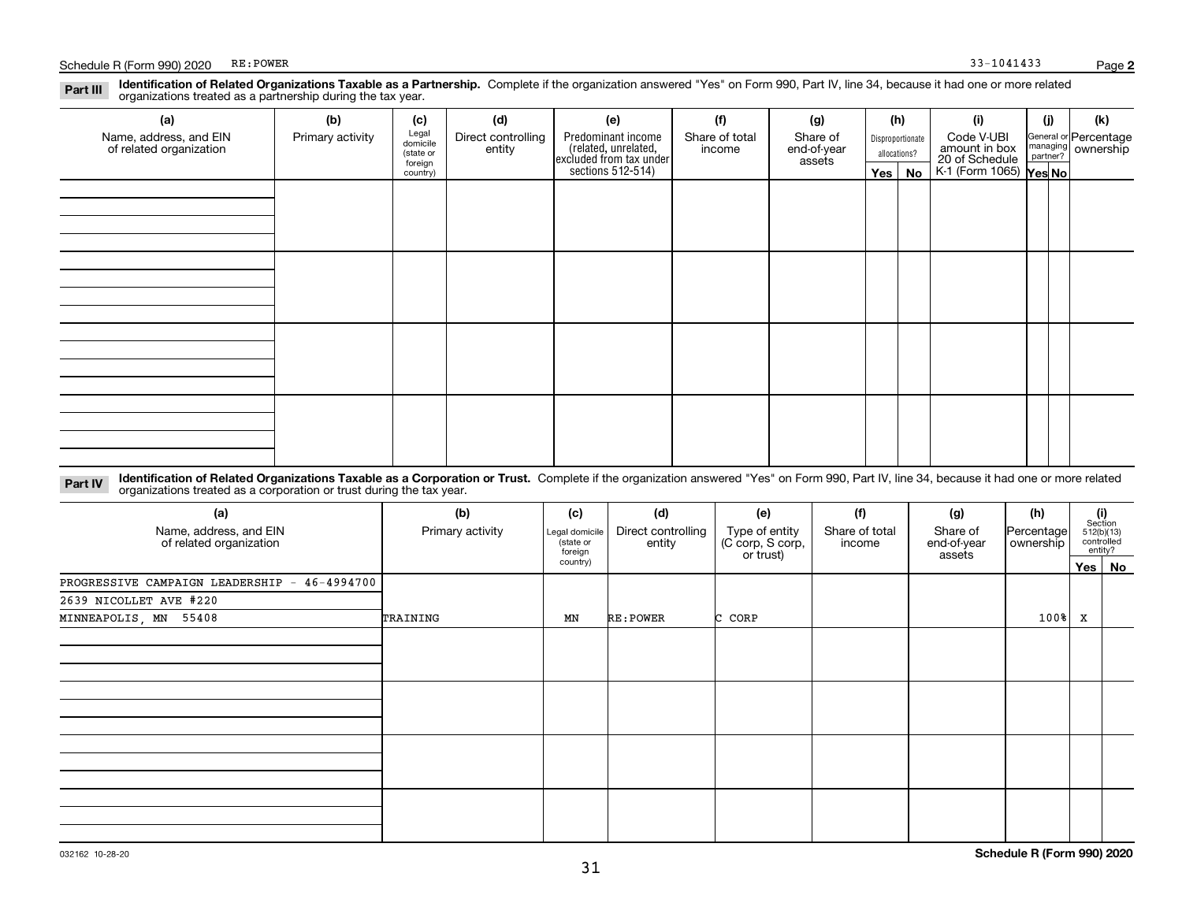**Part III Identification of Related Organizations Taxable as a Partnership.** Complete if the organization answered "Yes" on Form 990, Part IV, line 34, because it had one or more related organizations treated as a partnership during the tax year.

| (a) Name, address, and EIN of related organization | (b) Primary activity | (c) Legal domicile (state or foreign country) | (d) Direct controlling entity | (e) Predominant income (related, unrelated, excluded from tax under sections 512-514) | (f) Share of total income | (g) Share of end-of-year assets | (h) Disproportionate allocations? Yes | No | (i) Code V-UBI amount in box 20 of Schedule K-1 (Form 1065) | (j) General or managing partner? Yes | No | (k) Percentage ownership |
|---|---|---|---|---|---|---|---|---|---|---|---|---|
| | | | | | | | | | | | | |
| | | | | | | | | | | | | |
| | | | | | | | | | | | | |
| | | | | | | | | | | | | |

**Part IV Identification of Related Organizations Taxable as a Corporation or Trust.** Complete if the organization answered "Yes" on Form 990, Part IV, line 34, because it had one or more related organizations treated as a corporation or trust during the tax year.

| (a) Name, address, and EIN of related organization | (b) Primary activity | (c) Legal domicile (state or foreign country) | (d) Direct controlling entity | (e) Type of entity (C corp, S corp, or trust) | (f) Share of total income | (g) Share of end-of-year assets | (h) Percentage ownership | (i) Section 512(b)(13) controlled entity? Yes | No |
|---|---|---|---|---|---|---|---|---|---|
| PROGRESSIVE CAMPAIGN LEADERSHIP - 46-4994700<br>2639 NICOLLET AVE #220<br>MINNEAPOLIS, MN 55408 | TRAINING | MN | RE:POWER | C CORP | | | 100% | X | |
| | | | | | | | | | |
| | | | | | | | | | |
| | | | | | | | | | |
| | | | | | | | | | |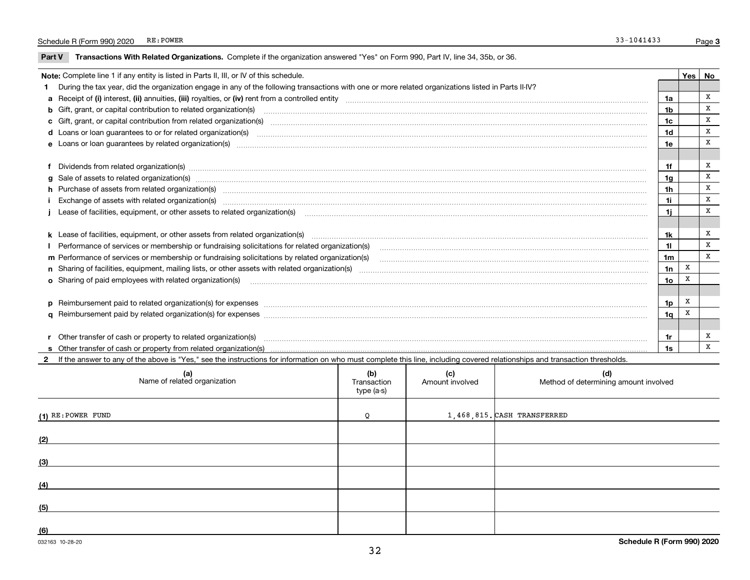Schedule R (Form 990) 2020 RE:POWER 33-1041433

## Part V Transactions With Related Organizations.

Complete if the organization answered "Yes" on Form 990, Part IV, line 34, 35b, or 36.

| Note: Complete line 1 if any entity is listed in Parts II, III, or IV of this schedule. | | Yes | No |
|---|---|---|---|
| **1** During the tax year, did the organization engage in any of the following transactions with one or more related organizations listed in Parts II-IV? | | | |
| **a** Receipt of **(i)** interest, **(ii)** annuities, **(iii)** royalties, or **(iv)** rent from a controlled entity | 1a | | X |
| **b** Gift, grant, or capital contribution to related organization(s) | 1b | | X |
| **c** Gift, grant, or capital contribution from related organization(s) | 1c | | X |
| **d** Loans or loan guarantees to or for related organization(s) | 1d | | X |
| **e** Loans or loan guarantees by related organization(s) | 1e | | X |
| **f** Dividends from related organization(s) | 1f | | X |
| **g** Sale of assets to related organization(s) | 1g | | X |
| **h** Purchase of assets from related organization(s) | 1h | | X |
| **i** Exchange of assets with related organization(s) | 1i | | X |
| **j** Lease of facilities, equipment, or other assets to related organization(s) | 1j | | X |
| **k** Lease of facilities, equipment, or other assets from related organization(s) | 1k | | X |
| **l** Performance of services or membership or fundraising solicitations for related organization(s) | 1l | | X |
| **m** Performance of services or membership or fundraising solicitations by related organization(s) | 1m | | X |
| **n** Sharing of facilities, equipment, mailing lists, or other assets with related organization(s) | 1n | X | |
| **o** Sharing of paid employees with related organization(s) | 1o | X | |
| **p** Reimbursement paid to related organization(s) for expenses | 1p | X | |
| **q** Reimbursement paid by related organization(s) for expenses | 1q | X | |
| **r** Other transfer of cash or property to related organization(s) | 1r | | X |
| **s** Other transfer of cash or property from related organization(s) | 1s | | X |

**2** If the answer to any of the above is "Yes," see the instructions for information on who must complete this line, including covered relationships and transaction thresholds.

| (a) Name of related organization | (b) Transaction type (a-s) | (c) Amount involved | (d) Method of determining amount involved |
|---|---|---|---|
| (1) RE:POWER FUND | Q | 1,468,815. | CASH TRANSFERRED |
| (2) | | | |
| (3) | | | |
| (4) | | | |
| (5) | | | |
| (6) | | | |

032163 10-28-20 **Schedule R (Form 990) 2020**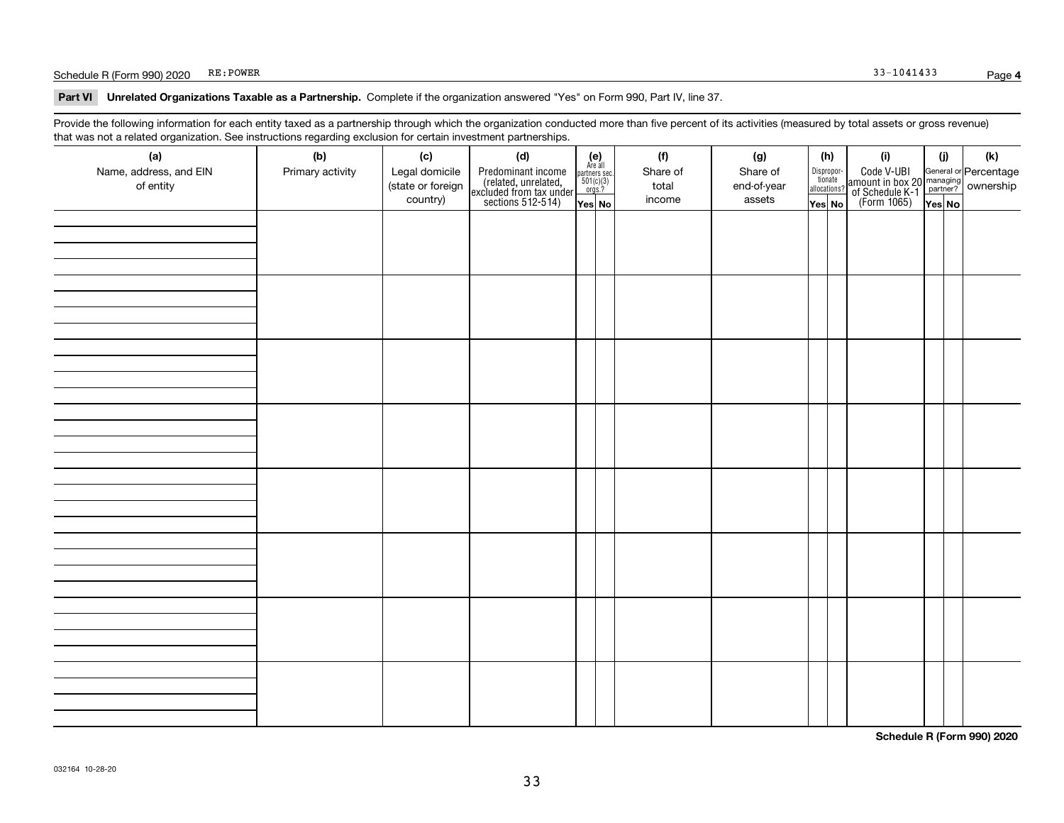Schedule R (Form 990) 2020 RE:POWER 33-1041433

**Part VI Unrelated Organizations Taxable as a Partnership.** Complete if the organization answered "Yes" on Form 990, Part IV, line 37.

Provide the following information for each entity taxed as a partnership through which the organization conducted more than five percent of its activities (measured by total assets or gross revenue) that was not a related organization. See instructions regarding exclusion for certain investment partnerships.

| (a) Name, address, and EIN of entity | (b) Primary activity | (c) Legal domicile (state or foreign country) | (d) Predominant income (related, unrelated, excluded from tax under sections 512-514) | (e) Are all partners sec. 501(c)(3) orgs.? | | (f) Share of total income | (g) Share of end-of-year assets | (h) Disproportionate allocations? | | (i) Code V-UBI amount in box 20 of Schedule K-1 (Form 1065) | (j) General or managing partner? | | (k) Percentage ownership |
|---|---|---|---|---|---|---|---|---|---|---|---|---|---|
| | | | | Yes | No | | | Yes | No | | Yes | No | |
| | | | | | | | | | | | | | |
| | | | | | | | | | | | | | |
| | | | | | | | | | | | | | |
| | | | | | | | | | | | | | |
| | | | | | | | | | | | | | |
| | | | | | | | | | | | | | |
| | | | | | | | | | | | | | |
| | | | | | | | | | | | | | |

**Schedule R (Form 990) 2020**

032164 10-28-20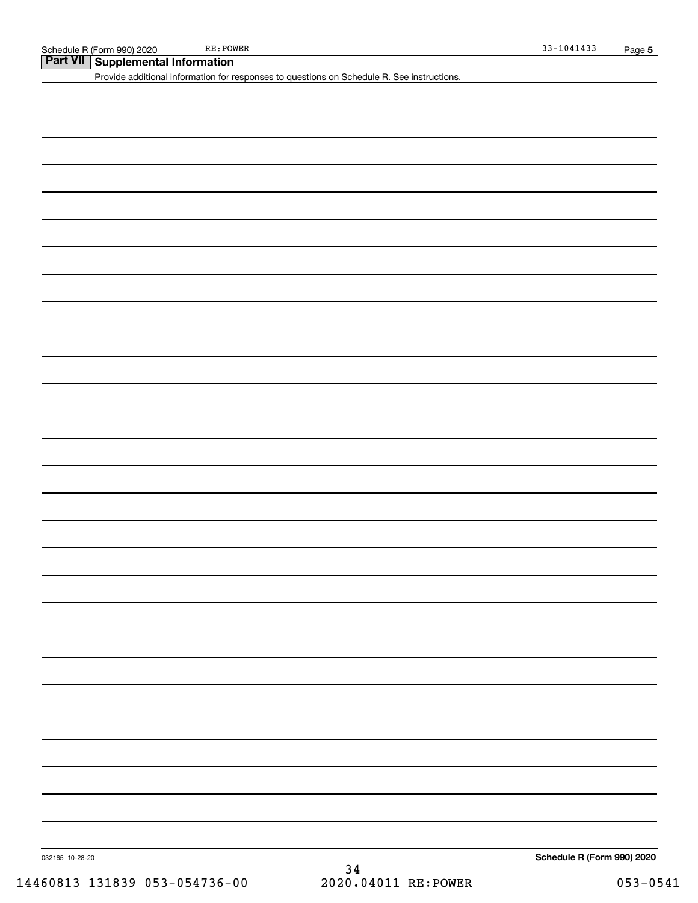Schedule R (Form 990) 2020 RE:POWER 33-1041433 Page 5

## Part VII Supplemental Information

Provide additional information for responses to questions on Schedule R. See instructions.

032165 10-28-20

**Schedule R (Form 990) 2020**

14460813 131839 053-054736-00 2020.04011 RE:POWER 053-0541